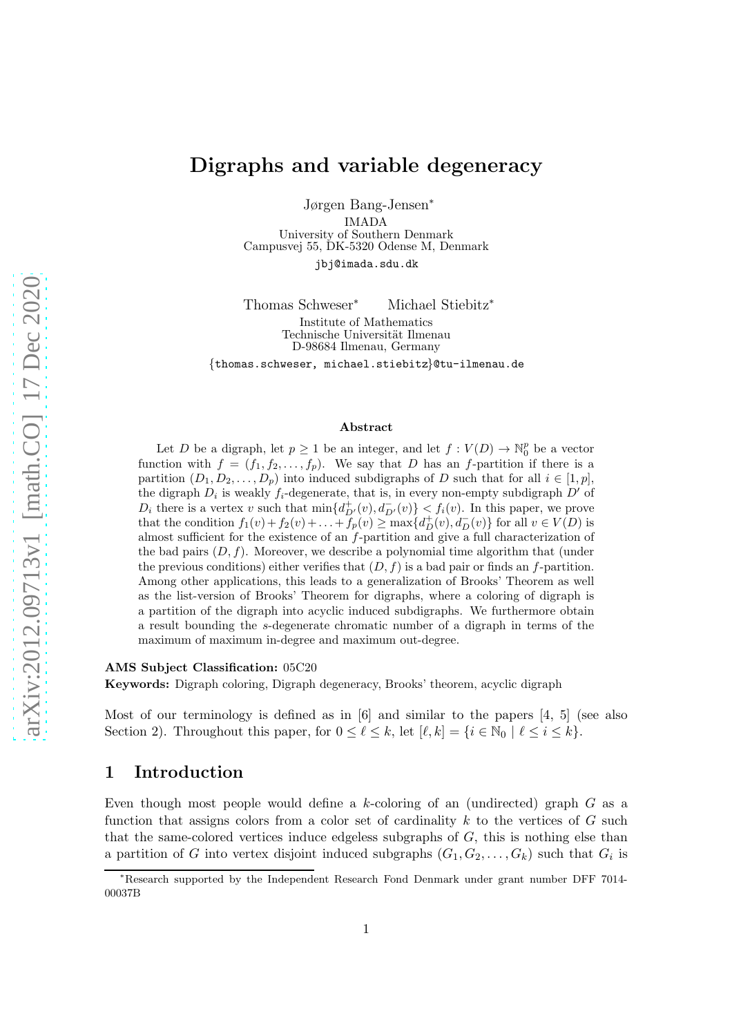# Digraphs and variable degeneracy

Jørgen Bang-Jensen*

IMADA
University of Southern Denmark
Campusvej 55, DK-5320 Odense M, Denmark

jbj@imada.sdu.dk

Thomas Schweser* Michael Stiebitz*

Institute of Mathematics
Technische Universität Ilmenau
D-98684 Ilmenau, Germany

{thomas.schweser, michael.stiebitz}@tu-ilmenau.de

### Abstract

Let $D$ be a digraph, let $p \geq 1$ be an integer, and let $f : V(D) \to \mathbb{N}_0^p$ be a vector function with $f = (f_1, f_2, \ldots, f_p)$. We say that $D$ has an $f$-partition if there is a partition $(D_1, D_2, \ldots, D_p)$ into induced subdigraphs of $D$ such that for all $i \in [1, p]$, the digraph $D_i$ is weakly $f_i$-degenerate, that is, in every non-empty subdigraph $D'$ of $D_i$ there is a vertex $v$ such that $\min\{d^+_{D'}(v), d^-_{D'}(v)\} < f_i(v)$. In this paper, we prove that the condition $f_1(v) + f_2(v) + \ldots + f_p(v) \geq \max\{d^+_D(v), d^-_D(v)\}$ for all $v \in V(D)$ is almost sufficient for the existence of an $f$-partition and give a full characterization of the bad pairs $(D, f)$. Moreover, we describe a polynomial time algorithm that (under the previous conditions) either verifies that $(D, f)$ is a bad pair or finds an $f$-partition. Among other applications, this leads to a generalization of Brooks' Theorem as well as the list-version of Brooks' Theorem for digraphs, where a coloring of digraph is a partition of the digraph into acyclic induced subdigraphs. We furthermore obtain a result bounding the $s$-degenerate chromatic number of a digraph in terms of the maximum of maximum in-degree and maximum out-degree.

**AMS Subject Classification:** 05C20
**Keywords:** Digraph coloring, Digraph degeneracy, Brooks' theorem, acyclic digraph

Most of our terminology is defined as in [6] and similar to the papers [4, 5] (see also Section 2). Throughout this paper, for $0 \leq \ell \leq k$, let $[\ell, k] = \{i \in \mathbb{N}_0 \mid \ell \leq i \leq k\}$.

## 1 Introduction

Even though most people would define a $k$-coloring of an (undirected) graph $G$ as a function that assigns colors from a color set of cardinality $k$ to the vertices of $G$ such that the same-colored vertices induce edgeless subgraphs of $G$, this is nothing else than a partition of $G$ into vertex disjoint induced subgraphs $(G_1, G_2, \ldots, G_k)$ such that $G_i$ is

---

*Research supported by the Independent Research Fond Denmark under grant number DFF 7014-00037B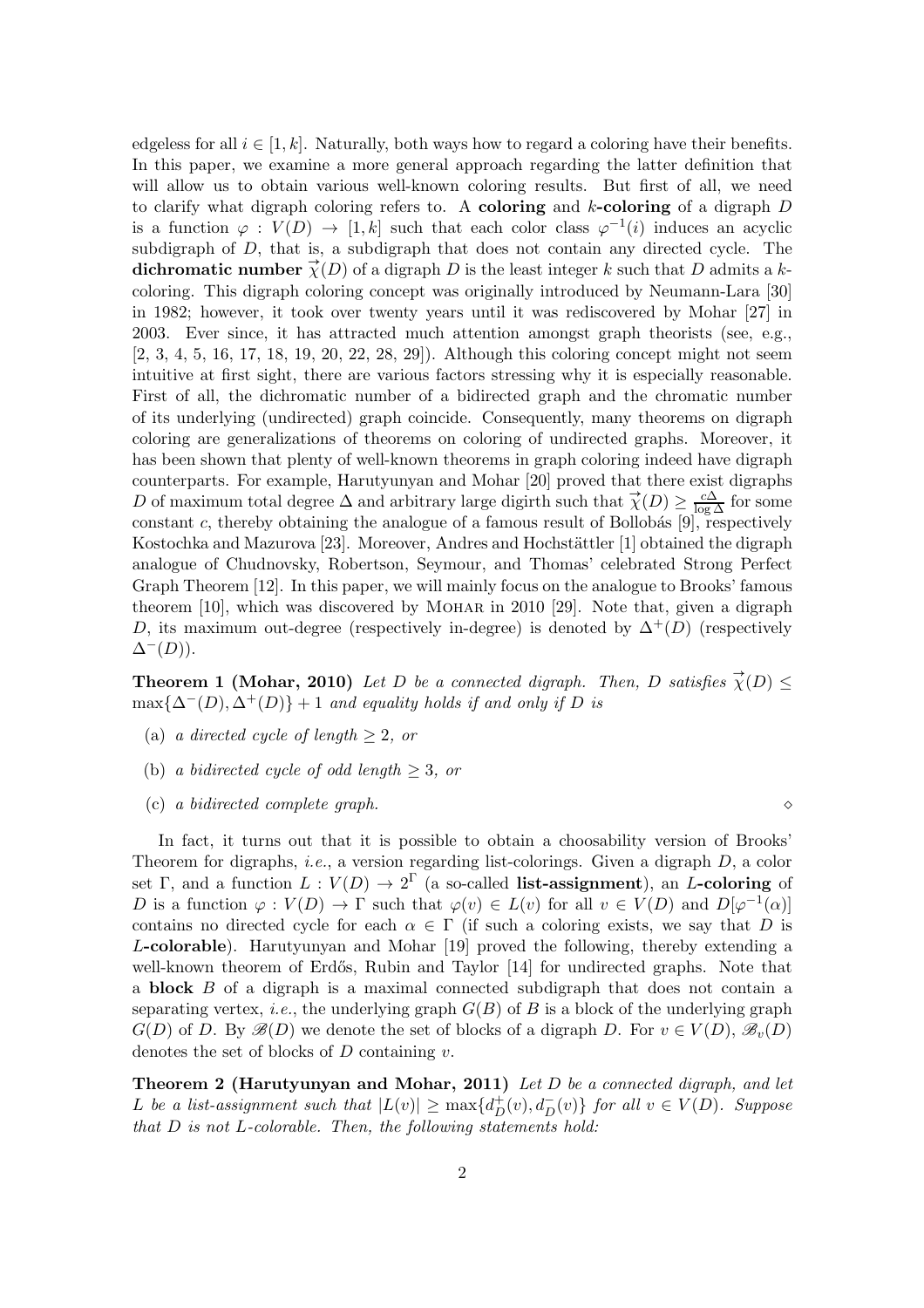edgeless for all $i \in [1,k]$. Naturally, both ways how to regard a coloring have their benefits. In this paper, we examine a more general approach regarding the latter definition that will allow us to obtain various well-known coloring results. But first of all, we need to clarify what digraph coloring refers to. A **coloring** and **$k$-coloring** of a digraph $D$ is a function $\varphi : V(D) \to [1,k]$ such that each color class $\varphi^{-1}(i)$ induces an acyclic subdigraph of $D$, that is, a subdigraph that does not contain any directed cycle. The **dichromatic number** $\vec{\chi}(D)$ of a digraph $D$ is the least integer $k$ such that $D$ admits a $k$-coloring. This digraph coloring concept was originally introduced by Neumann-Lara [30] in 1982; however, it took over twenty years until it was rediscovered by Mohar [27] in 2003. Ever since, it has attracted much attention amongst graph theorists (see, e.g., [2, 3, 4, 5, 16, 17, 18, 19, 20, 22, 28, 29]). Although this coloring concept might not seem intuitive at first sight, there are various factors stressing why it is especially reasonable. First of all, the dichromatic number of a bidirected graph and the chromatic number of its underlying (undirected) graph coincide. Consequently, many theorems on digraph coloring are generalizations of theorems on coloring of undirected graphs. Moreover, it has been shown that plenty of well-known theorems in graph coloring indeed have digraph counterparts. For example, Harutyunyan and Mohar [20] proved that there exist digraphs $D$ of maximum total degree $\Delta$ and arbitrary large digirth such that $\vec{\chi}(D) \geq \frac{c\Delta}{\log \Delta}$ for some constant $c$, thereby obtaining the analogue of a famous result of Bollobás [9], respectively Kostochka and Mazurova [23]. Moreover, Andres and Hochstättler [1] obtained the digraph analogue of Chudnovsky, Robertson, Seymour, and Thomas' celebrated Strong Perfect Graph Theorem [12]. In this paper, we will mainly focus on the analogue to Brooks' famous theorem [10], which was discovered by Mohar in 2010 [29]. Note that, given a digraph $D$, its maximum out-degree (respectively in-degree) is denoted by $\Delta^+(D)$ (respectively $\Delta^-(D)$).

**Theorem 1 (Mohar, 2010)** *Let $D$ be a connected digraph. Then, $D$ satisfies $\vec{\chi}(D) \leq \max\{\Delta^-(D), \Delta^+(D)\} + 1$ and equality holds if and only if $D$ is*

- (a) *a directed cycle of length $\geq 2$, or*
- (b) *a bidirected cycle of odd length $\geq 3$, or*
- (c) *a bidirected complete graph.* $\diamond$

In fact, it turns out that it is possible to obtain a choosability version of Brooks' Theorem for digraphs, *i.e.*, a version regarding list-colorings. Given a digraph $D$, a color set $\Gamma$, and a function $L : V(D) \to 2^\Gamma$ (a so-called **list-assignment**), an **$L$-coloring** of $D$ is a function $\varphi : V(D) \to \Gamma$ such that $\varphi(v) \in L(v)$ for all $v \in V(D)$ and $D[\varphi^{-1}(\alpha)]$ contains no directed cycle for each $\alpha \in \Gamma$ (if such a coloring exists, we say that $D$ is **$L$-colorable**). Harutyunyan and Mohar [19] proved the following, thereby extending a well-known theorem of Erdős, Rubin and Taylor [14] for undirected graphs. Note that a **block** $B$ of a digraph is a maximal connected subdigraph that does not contain a separating vertex, *i.e.*, the underlying graph $G(B)$ of $B$ is a block of the underlying graph $G(D)$ of $D$. By $\mathscr{B}(D)$ we denote the set of blocks of a digraph $D$. For $v \in V(D)$, $\mathscr{B}_v(D)$ denotes the set of blocks of $D$ containing $v$.

**Theorem 2 (Harutyunyan and Mohar, 2011)** *Let $D$ be a connected digraph, and let $L$ be a list-assignment such that $|L(v)| \geq \max\{d_D^+(v), d_D^-(v)\}$ for all $v \in V(D)$. Suppose that $D$ is not $L$-colorable. Then, the following statements hold:*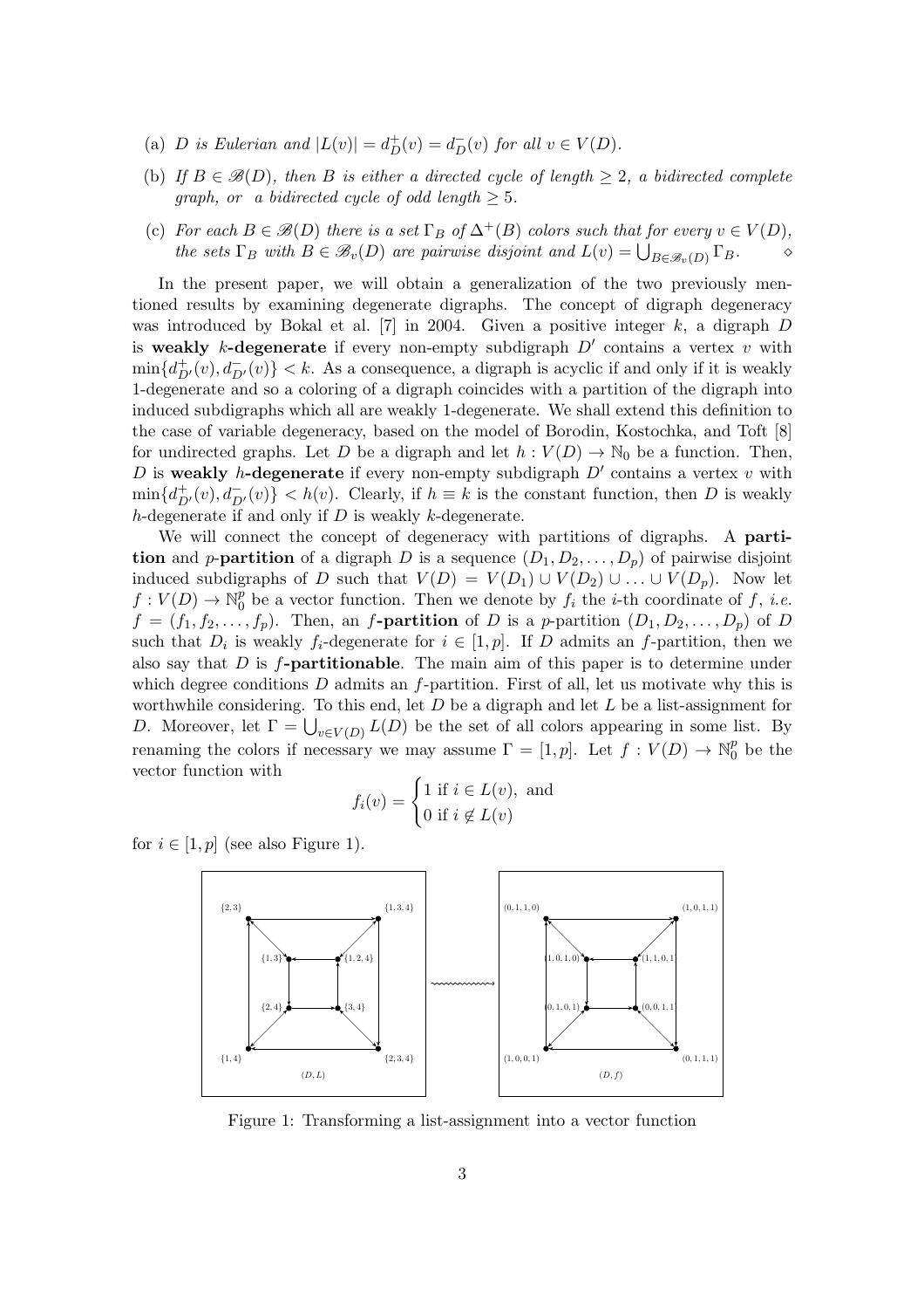(a) *$D$ is Eulerian and $|L(v)| = d_D^+(v) = d_D^-(v)$ for all $v \in V(D)$.*

(b) *If $B \in \mathscr{B}(D)$, then $B$ is either a directed cycle of length $\geq 2$, a bidirected complete graph, or a bidirected cycle of odd length $\geq 5$.*

(c) *For each $B \in \mathscr{B}(D)$ there is a set $\Gamma_B$ of $\Delta^+(B)$ colors such that for every $v \in V(D)$, the sets $\Gamma_B$ with $B \in \mathscr{B}_v(D)$ are pairwise disjoint and $L(v) = \bigcup_{B \in \mathscr{B}_v(D)} \Gamma_B$.* $\diamond$

In the present paper, we will obtain a generalization of the two previously mentioned results by examining degenerate digraphs. The concept of digraph degeneracy was introduced by Bokal et al. [7] in 2004. Given a positive integer $k$, a digraph $D$ is **weakly $k$-degenerate** if every non-empty subdigraph $D'$ contains a vertex $v$ with $\min\{d_{D'}^+(v), d_{D'}^-(v)\} < k$. As a consequence, a digraph is acyclic if and only if it is weakly 1-degenerate and so a coloring of a digraph coincides with a partition of the digraph into induced subdigraphs which all are weakly 1-degenerate. We shall extend this definition to the case of variable degeneracy, based on the model of Borodin, Kostochka, and Toft [8] for undirected graphs. Let $D$ be a digraph and let $h : V(D) \to \mathbb{N}_0$ be a function. Then, $D$ is **weakly $h$-degenerate** if every non-empty subdigraph $D'$ contains a vertex $v$ with $\min\{d_{D'}^+(v), d_{D'}^-(v)\} < h(v)$. Clearly, if $h \equiv k$ is the constant function, then $D$ is weakly $h$-degenerate if and only if $D$ is weakly $k$-degenerate.

We will connect the concept of degeneracy with partitions of digraphs. A **partition** and **$p$-partition** of a digraph $D$ is a sequence $(D_1, D_2, \ldots, D_p)$ of pairwise disjoint induced subdigraphs of $D$ such that $V(D) = V(D_1) \cup V(D_2) \cup \ldots \cup V(D_p)$. Now let $f : V(D) \to \mathbb{N}_0^p$ be a vector function. Then we denote by $f_i$ the $i$-th coordinate of $f$, *i.e.* $f = (f_1, f_2, \ldots, f_p)$. Then, an **$f$-partition** of $D$ is a $p$-partition $(D_1, D_2, \ldots, D_p)$ of $D$ such that $D_i$ is weakly $f_i$-degenerate for $i \in [1,p]$. If $D$ admits an $f$-partition, then we also say that $D$ is **$f$-partitionable**. The main aim of this paper is to determine under which degree conditions $D$ admits an $f$-partition. First of all, let us motivate why this is worthwhile considering. To this end, let $D$ be a digraph and let $L$ be a list-assignment for $D$. Moreover, let $\Gamma = \bigcup_{v \in V(D)} L(D)$ be the set of all colors appearing in some list. By renaming the colors if necessary we may assume $\Gamma = [1,p]$. Let $f : V(D) \to \mathbb{N}_0^p$ be the vector function with

$$f_i(v) = \begin{cases} 1 \text{ if } i \in L(v), \text{ and} \\ 0 \text{ if } i \notin L(v) \end{cases}$$

for $i \in [1,p]$ (see also Figure 1).

Figure 1: Transforming a list-assignment into a vector function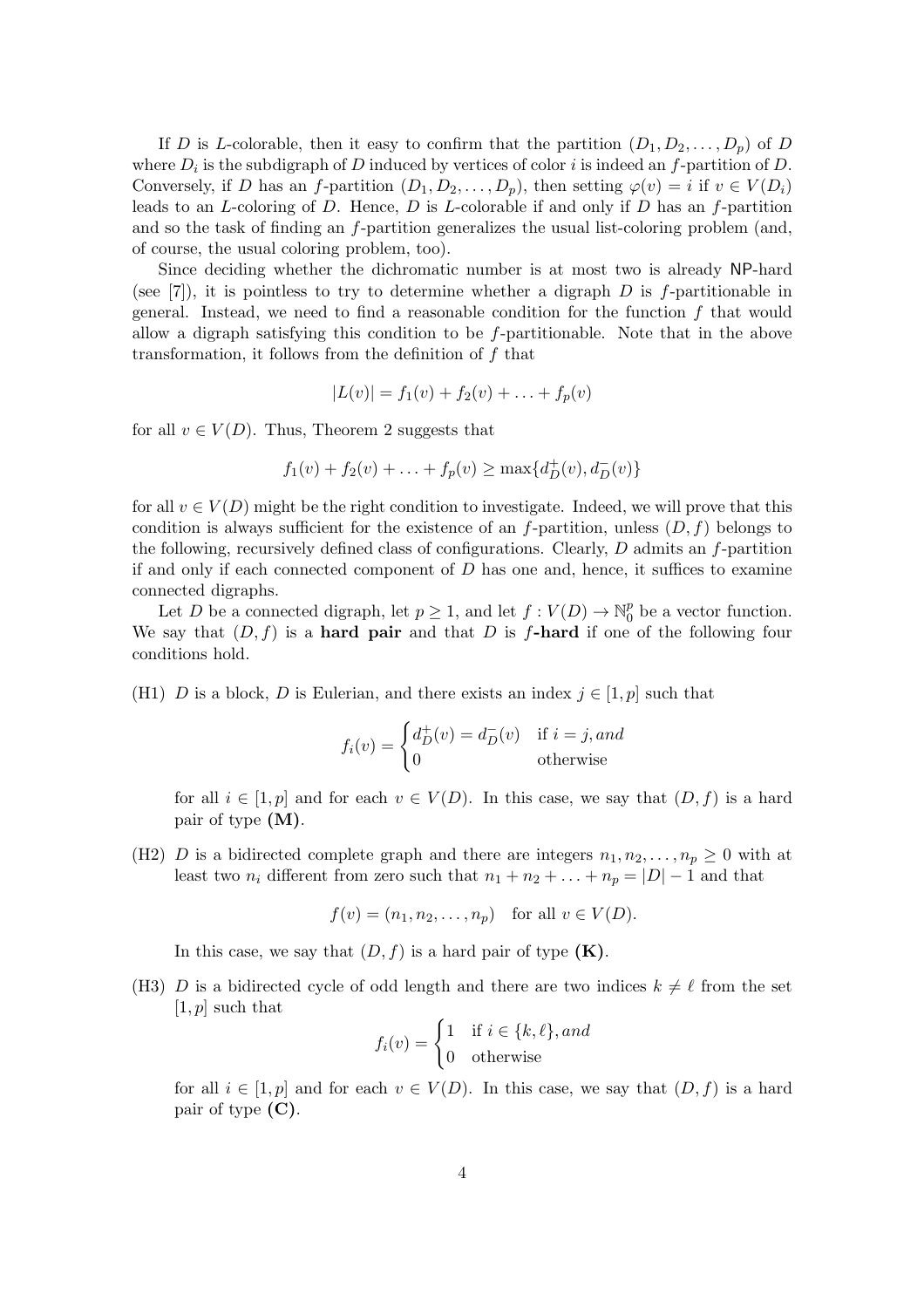If $D$ is $L$-colorable, then it easy to confirm that the partition $(D_1, D_2, \ldots, D_p)$ of $D$ where $D_i$ is the subdigraph of $D$ induced by vertices of color $i$ is indeed an $f$-partition of $D$. Conversely, if $D$ has an $f$-partition $(D_1, D_2, \ldots, D_p)$, then setting $\varphi(v) = i$ if $v \in V(D_i)$ leads to an $L$-coloring of $D$. Hence, $D$ is $L$-colorable if and only if $D$ has an $f$-partition and so the task of finding an $f$-partition generalizes the usual list-coloring problem (and, of course, the usual coloring problem, too).

Since deciding whether the dichromatic number is at most two is already NP-hard (see [7]), it is pointless to try to determine whether a digraph $D$ is $f$-partitionable in general. Instead, we need to find a reasonable condition for the function $f$ that would allow a digraph satisfying this condition to be $f$-partitionable. Note that in the above transformation, it follows from the definition of $f$ that

$$|L(v)| = f_1(v) + f_2(v) + \ldots + f_p(v)$$

for all $v \in V(D)$. Thus, Theorem 2 suggests that

$$f_1(v) + f_2(v) + \ldots + f_p(v) \geq \max\{d_D^+(v), d_D^-(v)\}$$

for all $v \in V(D)$ might be the right condition to investigate. Indeed, we will prove that this condition is always sufficient for the existence of an $f$-partition, unless $(D, f)$ belongs to the following, recursively defined class of configurations. Clearly, $D$ admits an $f$-partition if and only if each connected component of $D$ has one and, hence, it suffices to examine connected digraphs.

Let $D$ be a connected digraph, let $p \geq 1$, and let $f : V(D) \to \mathbb{N}_0^p$ be a vector function. We say that $(D, f)$ is a **hard pair** and that $D$ is **$f$-hard** if one of the following four conditions hold.

(H1) $D$ is a block, $D$ is Eulerian, and there exists an index $j \in [1, p]$ such that

$$f_i(v) = \begin{cases} d_D^+(v) = d_D^-(v) & \text{if } i = j, \text{and} \\ 0 & \text{otherwise} \end{cases}$$

for all $i \in [1, p]$ and for each $v \in V(D)$. In this case, we say that $(D, f)$ is a hard pair of type **(M)**.

(H2) $D$ is a bidirected complete graph and there are integers $n_1, n_2, \ldots, n_p \geq 0$ with at least two $n_i$ different from zero such that $n_1 + n_2 + \ldots + n_p = |D| - 1$ and that

$$f(v) = (n_1, n_2, \ldots, n_p) \quad \text{for all } v \in V(D).$$

In this case, we say that $(D, f)$ is a hard pair of type **(K)**.

(H3) $D$ is a bidirected cycle of odd length and there are two indices $k \neq \ell$ from the set $[1, p]$ such that

$$f_i(v) = \begin{cases} 1 & \text{if } i \in \{k, \ell\}, \text{and} \\ 0 & \text{otherwise} \end{cases}$$

for all $i \in [1, p]$ and for each $v \in V(D)$. In this case, we say that $(D, f)$ is a hard pair of type **(C)**.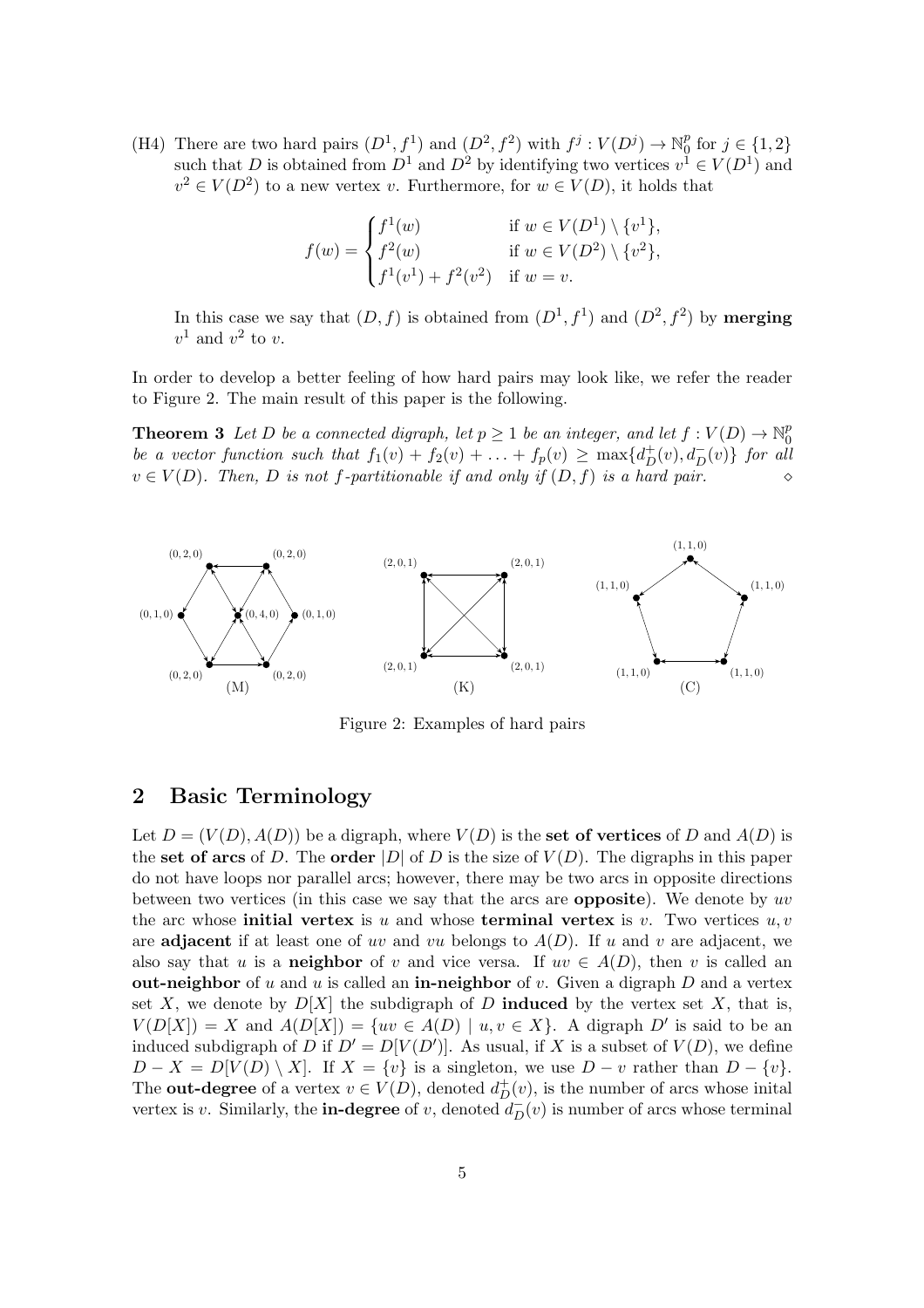(H4) There are two hard pairs $(D^1, f^1)$ and $(D^2, f^2)$ with $f^j : V(D^j) \to \mathbb{N}_0^p$ for $j \in \{1, 2\}$ such that $D$ is obtained from $D^1$ and $D^2$ by identifying two vertices $v^1 \in V(D^1)$ and $v^2 \in V(D^2)$ to a new vertex $v$. Furthermore, for $w \in V(D)$, it holds that

$$f(w) = \begin{cases} f^1(w) & \text{if } w \in V(D^1) \setminus \{v^1\}, \\ f^2(w) & \text{if } w \in V(D^2) \setminus \{v^2\}, \\ f^1(v^1) + f^2(v^2) & \text{if } w = v. \end{cases}$$

In this case we say that $(D, f)$ is obtained from $(D^1, f^1)$ and $(D^2, f^2)$ by **merging** $v^1$ and $v^2$ to $v$.

In order to develop a better feeling of how hard pairs may look like, we refer the reader to Figure 2. The main result of this paper is the following.

**Theorem 3** *Let $D$ be a connected digraph, let $p \geq 1$ be an integer, and let $f : V(D) \to \mathbb{N}_0^p$ be a vector function such that $f_1(v) + f_2(v) + \ldots + f_p(v) \geq \max\{d_D^+(v), d_D^-(v)\}$ for all $v \in V(D)$. Then, $D$ is not $f$-partitionable if and only if $(D, f)$ is a hard pair.* ◇

Figure 2: Examples of hard pairs

## 2 Basic Terminology

Let $D = (V(D), A(D))$ be a digraph, where $V(D)$ is the **set of vertices** of $D$ and $A(D)$ is the **set of arcs** of $D$. The **order** $|D|$ of $D$ is the size of $V(D)$. The digraphs in this paper do not have loops nor parallel arcs; however, there may be two arcs in opposite directions between two vertices (in this case we say that the arcs are **opposite**). We denote by $uv$ the arc whose **initial vertex** is $u$ and whose **terminal vertex** is $v$. Two vertices $u, v$ are **adjacent** if at least one of $uv$ and $vu$ belongs to $A(D)$. If $u$ and $v$ are adjacent, we also say that $u$ is a **neighbor** of $v$ and vice versa. If $uv \in A(D)$, then $v$ is called an **out-neighbor** of $u$ and $u$ is called an **in-neighbor** of $v$. Given a digraph $D$ and a vertex set $X$, we denote by $D[X]$ the subdigraph of $D$ **induced** by the vertex set $X$, that is, $V(D[X]) = X$ and $A(D[X]) = \{uv \in A(D) \mid u, v \in X\}$. A digraph $D'$ is said to be an induced subdigraph of $D$ if $D' = D[V(D')]$. As usual, if $X$ is a subset of $V(D)$, we define $D - X = D[V(D) \setminus X]$. If $X = \{v\}$ is a singleton, we use $D - v$ rather than $D - \{v\}$. The **out-degree** of a vertex $v \in V(D)$, denoted $d_D^+(v)$, is the number of arcs whose inital vertex is $v$. Similarly, the **in-degree** of $v$, denoted $d_D^-(v)$ is number of arcs whose terminal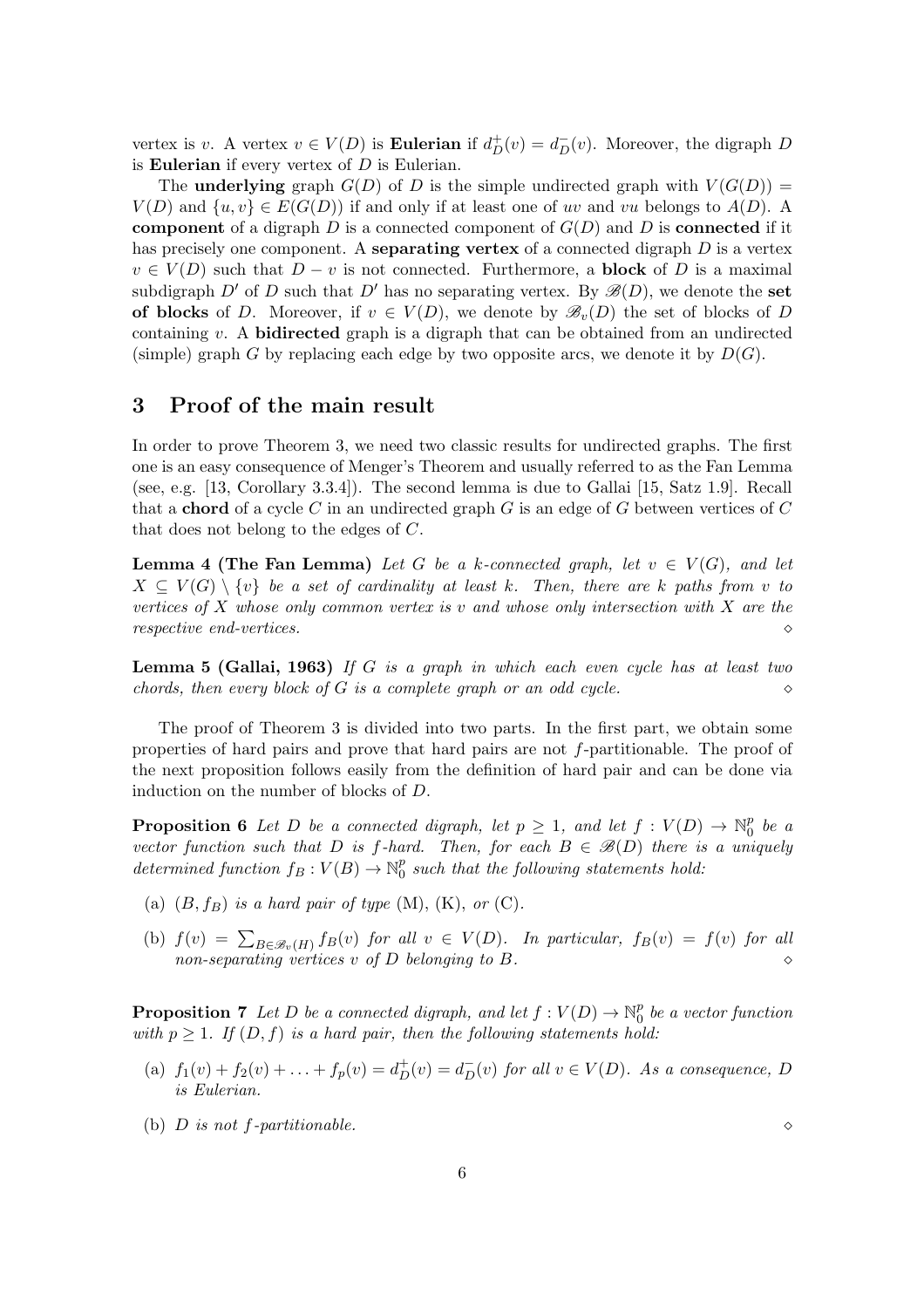vertex is $v$. A vertex $v \in V(D)$ is **Eulerian** if $d_D^+(v) = d_D^-(v)$. Moreover, the digraph $D$ is **Eulerian** if every vertex of $D$ is Eulerian.

The **underlying** graph $G(D)$ of $D$ is the simple undirected graph with $V(G(D)) = V(D)$ and $\{u, v\} \in E(G(D))$ if and only if at least one of $uv$ and $vu$ belongs to $A(D)$. A **component** of a digraph $D$ is a connected component of $G(D)$ and $D$ is **connected** if it has precisely one component. A **separating vertex** of a connected digraph $D$ is a vertex $v \in V(D)$ such that $D - v$ is not connected. Furthermore, a **block** of $D$ is a maximal subdigraph $D'$ of $D$ such that $D'$ has no separating vertex. By $\mathscr{B}(D)$, we denote the **set of blocks** of $D$. Moreover, if $v \in V(D)$, we denote by $\mathscr{B}_v(D)$ the set of blocks of $D$ containing $v$. A **bidirected** graph is a digraph that can be obtained from an undirected (simple) graph $G$ by replacing each edge by two opposite arcs, we denote it by $D(G)$.

## 3 Proof of the main result

In order to prove Theorem 3, we need two classic results for undirected graphs. The first one is an easy consequence of Menger's Theorem and usually referred to as the Fan Lemma (see, e.g. [13, Corollary 3.3.4]). The second lemma is due to Gallai [15, Satz 1.9]. Recall that a **chord** of a cycle $C$ in an undirected graph $G$ is an edge of $G$ between vertices of $C$ that does not belong to the edges of $C$.

**Lemma 4 (The Fan Lemma)** *Let $G$ be a $k$-connected graph, let $v \in V(G)$, and let $X \subseteq V(G) \setminus \{v\}$ be a set of cardinality at least $k$. Then, there are $k$ paths from $v$ to vertices of $X$ whose only common vertex is $v$ and whose only intersection with $X$ are the respective end-vertices.* $\diamond$

**Lemma 5 (Gallai, 1963)** *If $G$ is a graph in which each even cycle has at least two chords, then every block of $G$ is a complete graph or an odd cycle.* $\diamond$

The proof of Theorem 3 is divided into two parts. In the first part, we obtain some properties of hard pairs and prove that hard pairs are not $f$-partitionable. The proof of the next proposition follows easily from the definition of hard pair and can be done via induction on the number of blocks of $D$.

**Proposition 6** *Let $D$ be a connected digraph, let $p \geq 1$, and let $f : V(D) \to \mathbb{N}_0^p$ be a vector function such that $D$ is $f$-hard. Then, for each $B \in \mathscr{B}(D)$ there is a uniquely determined function $f_B : V(B) \to \mathbb{N}_0^p$ such that the following statements hold:*

- (a) *$(B, f_B)$ is a hard pair of type (M), (K), or (C).*
- (b) *$f(v) = \sum_{B \in \mathscr{B}_v(H)} f_B(v)$ for all $v \in V(D)$. In particular, $f_B(v) = f(v)$ for all non-separating vertices $v$ of $D$ belonging to $B$.* $\diamond$

**Proposition 7** *Let $D$ be a connected digraph, and let $f : V(D) \to \mathbb{N}_0^p$ be a vector function with $p \geq 1$. If $(D, f)$ is a hard pair, then the following statements hold:*

- (a) *$f_1(v) + f_2(v) + \ldots + f_p(v) = d_D^+(v) = d_D^-(v)$ for all $v \in V(D)$. As a consequence, $D$ is Eulerian.*
- (b) *$D$ is not $f$-partitionable.* $\diamond$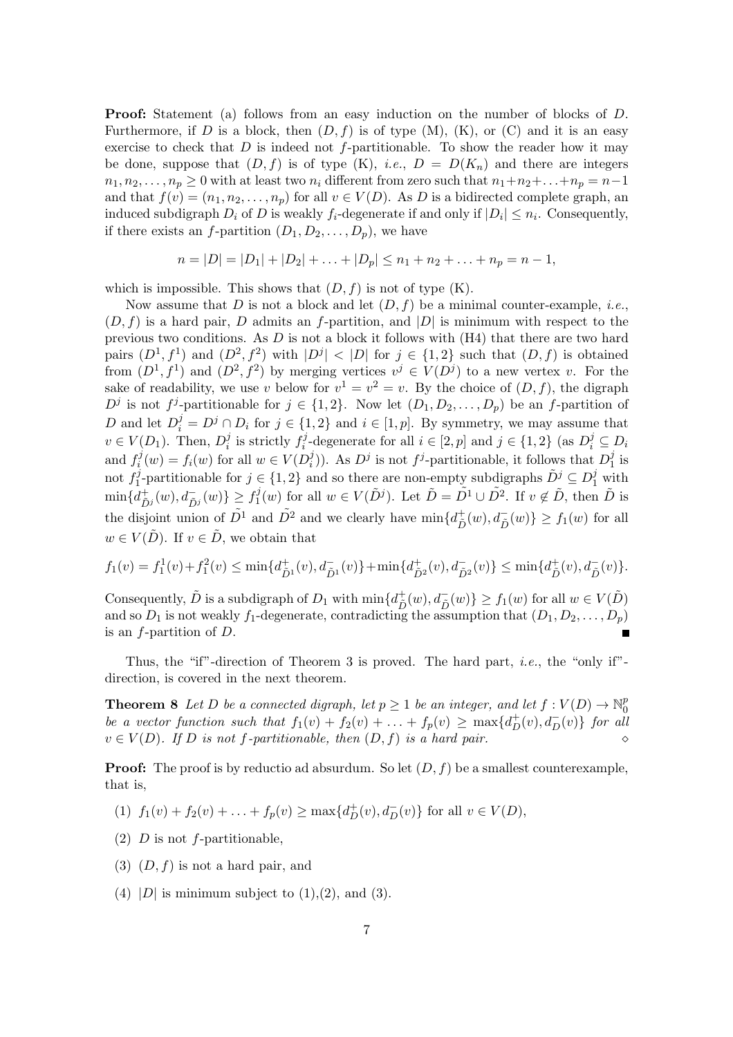**Proof:** Statement (a) follows from an easy induction on the number of blocks of $D$. Furthermore, if $D$ is a block, then $(D, f)$ is of type (M), (K), or (C) and it is an easy exercise to check that $D$ is indeed not $f$-partitionable. To show the reader how it may be done, suppose that $(D, f)$ is of type (K), *i.e.*, $D = D(K_n)$ and there are integers $n_1, n_2, \ldots, n_p \geq 0$ with at least two $n_i$ different from zero such that $n_1+n_2+\ldots+n_p = n-1$ and that $f(v) = (n_1, n_2, \ldots, n_p)$ for all $v \in V(D)$. As $D$ is a bidirected complete graph, an induced subdigraph $D_i$ of $D$ is weakly $f_i$-degenerate if and only if $|D_i| \leq n_i$. Consequently, if there exists an $f$-partition $(D_1, D_2, \ldots, D_p)$, we have

$$n = |D| = |D_1| + |D_2| + \ldots + |D_p| \leq n_1 + n_2 + \ldots + n_p = n - 1,$$

which is impossible. This shows that $(D, f)$ is not of type (K).

Now assume that $D$ is not a block and let $(D, f)$ be a minimal counter-example, *i.e.*, $(D, f)$ is a hard pair, $D$ admits an $f$-partition, and $|D|$ is minimum with respect to the previous two conditions. As $D$ is not a block it follows with (H4) that there are two hard pairs $(D^1, f^1)$ and $(D^2, f^2)$ with $|D^j| < |D|$ for $j \in \{1, 2\}$ such that $(D, f)$ is obtained from $(D^1, f^1)$ and $(D^2, f^2)$ by merging vertices $v^j \in V(D^j)$ to a new vertex $v$. For the sake of readability, we use $v$ below for $v^1 = v^2 = v$. By the choice of $(D, f)$, the digraph $D^j$ is not $f^j$-partitionable for $j \in \{1, 2\}$. Now let $(D_1, D_2, \ldots, D_p)$ be an $f$-partition of $D$ and let $D_i^j = D^j \cap D_i$ for $j \in \{1, 2\}$ and $i \in [1, p]$. By symmetry, we may assume that $v \in V(D_1)$. Then, $D_i^j$ is strictly $f_i^j$-degenerate for all $i \in [2, p]$ and $j \in \{1, 2\}$ (as $D_i^j \subseteq D_i$ and $f_i^j(w) = f_i(w)$ for all $w \in V(D_i^j)$). As $D^j$ is not $f^j$-partitionable, it follows that $D_1^j$ is not $f_1^j$-partitionable for $j \in \{1, 2\}$ and so there are non-empty subdigraphs $\tilde{D^j} \subseteq D_1^j$ with $\min\{d^+_{\tilde{D^j}}(w), d^-_{\tilde{D^j}}(w)\} \geq f_1^j(w)$ for all $w \in V(\tilde{D^j})$. Let $\tilde{D} = \tilde{D^1} \cup \tilde{D^2}$. If $v \notin \tilde{D}$, then $\tilde{D}$ is the disjoint union of $\tilde{D^1}$ and $\tilde{D^2}$ and we clearly have $\min\{d^+_{\tilde{D}}(w), d^-_{\tilde{D}}(w)\} \geq f_1(w)$ for all $w \in V(\tilde{D})$. If $v \in \tilde{D}$, we obtain that

$$f_1(v) = f_1^1(v) + f_1^2(v) \leq \min\{d^+_{\tilde{D^1}}(v), d^-_{\tilde{D^1}}(v)\} + \min\{d^+_{\tilde{D^2}}(v), d^-_{\tilde{D^2}}(v)\} \leq \min\{d^+_{\tilde{D}}(v), d^-_{\tilde{D}}(v)\}.$$

Consequently, $\tilde{D}$ is a subdigraph of $D_1$ with $\min\{d^+_{\tilde{D}}(w), d^-_{\tilde{D}}(w)\} \geq f_1(w)$ for all $w \in V(\tilde{D})$ and so $D_1$ is not weakly $f_1$-degenerate, contradicting the assumption that $(D_1, D_2, \ldots, D_p)$ is an $f$-partition of $D$. ∎

Thus, the "if"-direction of Theorem 3 is proved. The hard part, *i.e.*, the "only if"-direction, is covered in the next theorem.

**Theorem 8** *Let $D$ be a connected digraph, let $p \geq 1$ be an integer, and let $f : V(D) \to \mathbb{N}_0^p$ be a vector function such that $f_1(v) + f_2(v) + \ldots + f_p(v) \geq \max\{d^+_D(v), d^-_D(v)\}$ for all $v \in V(D)$. If $D$ is not $f$-partitionable, then $(D, f)$ is a hard pair.* ◇

**Proof:** The proof is by reductio ad absurdum. So let $(D, f)$ be a smallest counterexample, that is,

(1) $f_1(v) + f_2(v) + \ldots + f_p(v) \geq \max\{d^+_D(v), d^-_D(v)\}$ for all $v \in V(D)$,

(2) $D$ is not $f$-partitionable,

(3) $(D, f)$ is not a hard pair, and

(4) $|D|$ is minimum subject to (1),(2), and (3).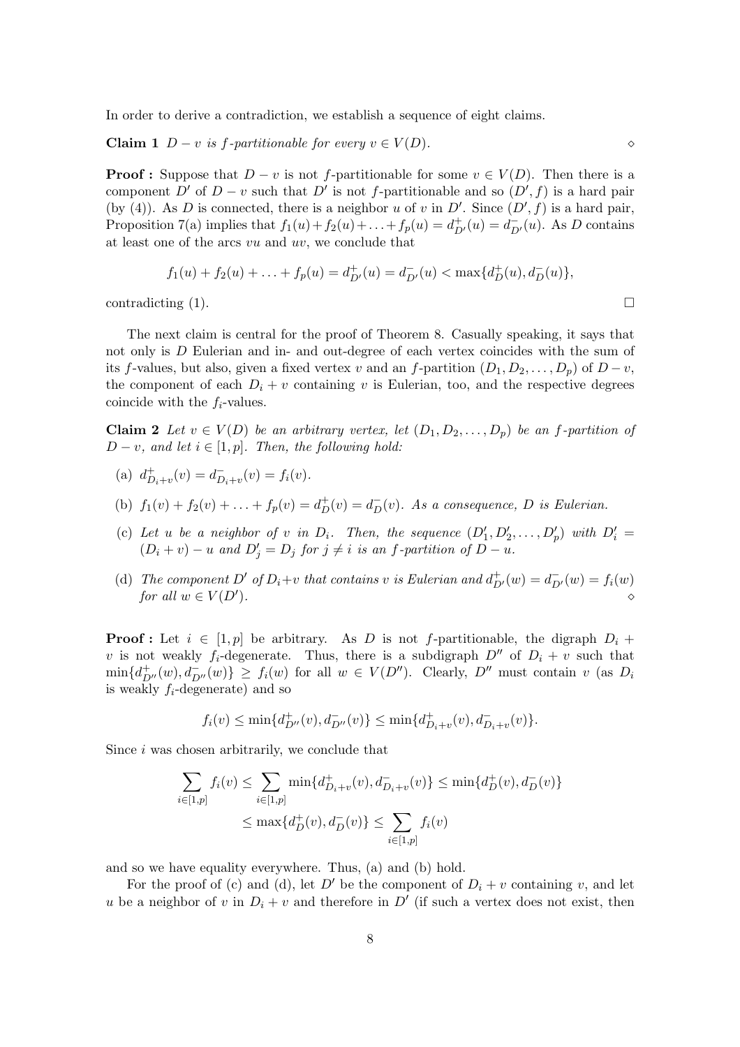In order to derive a contradiction, we establish a sequence of eight claims.

**Claim 1** *$D - v$ is $f$-partitionable for every $v \in V(D)$.* $\diamond$

**Proof :** Suppose that $D - v$ is not $f$-partitionable for some $v \in V(D)$. Then there is a component $D'$ of $D - v$ such that $D'$ is not $f$-partitionable and so $(D', f)$ is a hard pair (by (4)). As $D$ is connected, there is a neighbor $u$ of $v$ in $D'$. Since $(D', f)$ is a hard pair, Proposition 7(a) implies that $f_1(u) + f_2(u) + \ldots + f_p(u) = d^+_{D'}(u) = d^-_{D'}(u)$. As $D$ contains at least one of the arcs $vu$ and $uv$, we conclude that

$$f_1(u) + f_2(u) + \ldots + f_p(u) = d^+_{D'}(u) = d^-_{D'}(u) < \max\{d^+_D(u), d^-_D(u)\},$$

contradicting (1). $\square$

The next claim is central for the proof of Theorem 8. Casually speaking, it says that not only is $D$ Eulerian and in- and out-degree of each vertex coincides with the sum of its $f$-values, but also, given a fixed vertex $v$ and an $f$-partition $(D_1, D_2, \ldots, D_p)$ of $D - v$, the component of each $D_i + v$ containing $v$ is Eulerian, too, and the respective degrees coincide with the $f_i$-values.

**Claim 2** *Let $v \in V(D)$ be an arbitrary vertex, let $(D_1, D_2, \ldots, D_p)$ be an $f$-partition of $D - v$, and let $i \in [1, p]$. Then, the following hold:*

(a) $d^+_{D_i+v}(v) = d^-_{D_i+v}(v) = f_i(v)$.

(b) $f_1(v) + f_2(v) + \ldots + f_p(v) = d^+_D(v) = d^-_D(v)$. *As a consequence, $D$ is Eulerian.*

(c) *Let $u$ be a neighbor of $v$ in $D_i$. Then, the sequence $(D'_1, D'_2, \ldots, D'_p)$ with $D'_i = (D_i + v) - u$ and $D'_j = D_j$ for $j \neq i$ is an $f$-partition of $D - u$.*

(d) *The component $D'$ of $D_i + v$ that contains $v$ is Eulerian and $d^+_{D'}(w) = d^-_{D'}(w) = f_i(w)$ for all $w \in V(D')$.* $\diamond$

**Proof :** Let $i \in [1, p]$ be arbitrary. As $D$ is not $f$-partitionable, the digraph $D_i + v$ is not weakly $f_i$-degenerate. Thus, there is a subdigraph $D''$ of $D_i + v$ such that $\min\{d^+_{D''}(w), d^-_{D''}(w)\} \geq f_i(w)$ for all $w \in V(D'')$. Clearly, $D''$ must contain $v$ (as $D_i$ is weakly $f_i$-degenerate) and so

$$f_i(v) \leq \min\{d^+_{D''}(v), d^-_{D''}(v)\} \leq \min\{d^+_{D_i+v}(v), d^-_{D_i+v}(v)\}.$$

Since $i$ was chosen arbitrarily, we conclude that

$$\begin{aligned}\sum_{i \in [1,p]} f_i(v) &\leq \sum_{i \in [1,p]} \min\{d^+_{D_i+v}(v), d^-_{D_i+v}(v)\} \leq \min\{d^+_D(v), d^-_D(v)\} \\ &\leq \max\{d^+_D(v), d^-_D(v)\} \leq \sum_{i \in [1,p]} f_i(v)\end{aligned}$$

and so we have equality everywhere. Thus, (a) and (b) hold.

For the proof of (c) and (d), let $D'$ be the component of $D_i + v$ containing $v$, and let $u$ be a neighbor of $v$ in $D_i + v$ and therefore in $D'$ (if such a vertex does not exist, then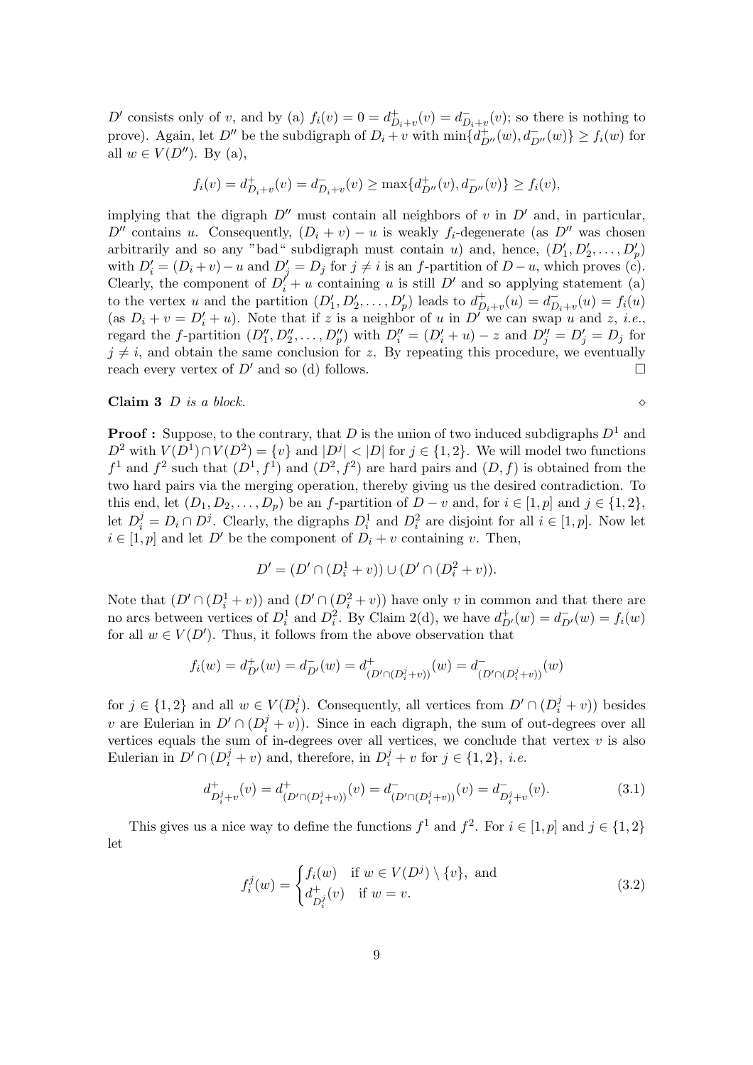$D'$ consists only of $v$, and by (a) $f_i(v) = 0 = d^+_{D_i+v}(v) = d^-_{D_i+v}(v)$; so there is nothing to prove). Again, let $D''$ be the subdigraph of $D_i + v$ with $\min\{d^+_{D''}(w), d^-_{D''}(w)\} \geq f_i(w)$ for all $w \in V(D'')$. By (a),

$$f_i(v) = d^+_{D_i+v}(v) = d^-_{D_i+v}(v) \geq \max\{d^+_{D''}(v), d^-_{D''}(v)\} \geq f_i(v),$$

implying that the digraph $D''$ must contain all neighbors of $v$ in $D'$ and, in particular, $D''$ contains $u$. Consequently, $(D_i + v) - u$ is weakly $f_i$-degenerate (as $D''$ was chosen arbitrarily and so any "bad" subdigraph must contain $u$) and, hence, $(D'_1, D'_2, \ldots, D'_p)$ with $D'_i = (D_i + v) - u$ and $D'_j = D_j$ for $j \neq i$ is an $f$-partition of $D - u$, which proves (c). Clearly, the component of $D'_i + u$ containing $u$ is still $D'$ and so applying statement (a) to the vertex $u$ and the partition $(D'_1, D'_2, \ldots, D'_p)$ leads to $d^+_{D_i+v}(u) = d^-_{D_i+v}(u) = f_i(u)$ (as $D_i + v = D'_i + u$). Note that if $z$ is a neighbor of $u$ in $D'$ we can swap $u$ and $z$, *i.e.*, regard the $f$-partition $(D''_1, D''_2, \ldots, D''_p)$ with $D''_i = (D'_i + u) - z$ and $D''_j = D'_j = D_j$ for $j \neq i$, and obtain the same conclusion for $z$. By repeating this procedure, we eventually reach every vertex of $D'$ and so (d) follows. □

**Claim 3** *$D$ is a block.* ◇

**Proof :** Suppose, to the contrary, that $D$ is the union of two induced subdigraphs $D^1$ and $D^2$ with $V(D^1) \cap V(D^2) = \{v\}$ and $|D^j| < |D|$ for $j \in \{1, 2\}$. We will model two functions $f^1$ and $f^2$ such that $(D^1, f^1)$ and $(D^2, f^2)$ are hard pairs and $(D, f)$ is obtained from the two hard pairs via the merging operation, thereby giving us the desired contradiction. To this end, let $(D_1, D_2, \ldots, D_p)$ be an $f$-partition of $D - v$ and, for $i \in [1, p]$ and $j \in \{1, 2\}$, let $D^j_i = D_i \cap D^j$. Clearly, the digraphs $D^1_i$ and $D^2_i$ are disjoint for all $i \in [1, p]$. Now let $i \in [1, p]$ and let $D'$ be the component of $D_i + v$ containing $v$. Then,

$$D' = (D' \cap (D^1_i + v)) \cup (D' \cap (D^2_i + v)).$$

Note that $(D' \cap (D^1_i + v))$ and $(D' \cap (D^2_i + v))$ have only $v$ in common and that there are no arcs between vertices of $D^1_i$ and $D^2_i$. By Claim 2(d), we have $d^+_{D'}(w) = d^-_{D'}(w) = f_i(w)$ for all $w \in V(D')$. Thus, it follows from the above observation that

$$f_i(w) = d^+_{D'}(w) = d^-_{D'}(w) = d^+_{(D' \cap (D^j_i + v))}(w) = d^-_{(D' \cap (D^j_i + v))}(w)$$

for $j \in \{1, 2\}$ and all $w \in V(D^j_i)$. Consequently, all vertices from $D' \cap (D^j_i + v))$ besides $v$ are Eulerian in $D' \cap (D^j_i + v))$. Since in each digraph, the sum of out-degrees over all vertices equals the sum of in-degrees over all vertices, we conclude that vertex $v$ is also Eulerian in $D' \cap (D^j_i + v)$ and, therefore, in $D^j_i + v$ for $j \in \{1, 2\}$, *i.e.*

$$d^+_{D^j_i+v}(v) = d^+_{(D' \cap (D^j_i + v))}(v) = d^-_{(D' \cap (D^j_i + v))}(v) = d^-_{D^j_i+v}(v). \tag{3.1}$$

This gives us a nice way to define the functions $f^1$ and $f^2$. For $i \in [1, p]$ and $j \in \{1, 2\}$ let

$$f^j_i(w) = \begin{cases} f_i(w) & \text{if } w \in V(D^j) \setminus \{v\}, \text{ and} \\ d^+_{D^j_i}(v) & \text{if } w = v. \end{cases} \tag{3.2}$$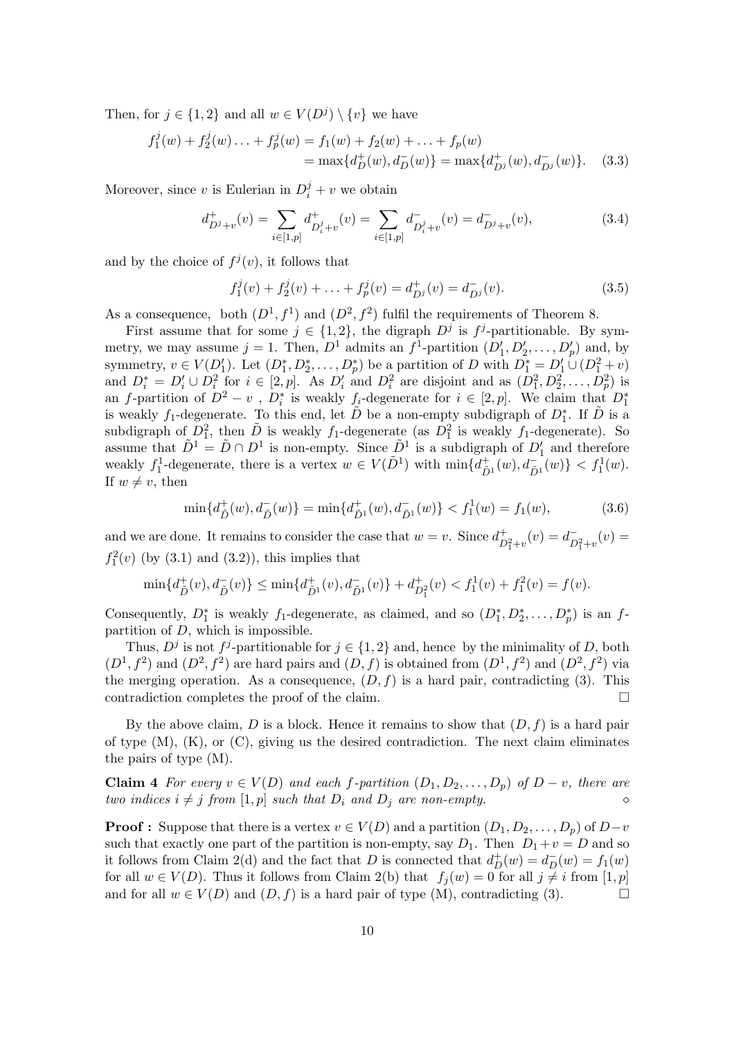Then, for $j \in \{1,2\}$ and all $w \in V(D^j) \setminus \{v\}$ we have

$$\begin{aligned} f_1^j(w) + f_2^j(w) \ldots + f_p^j(w) &= f_1(w) + f_2(w) + \ldots + f_p(w) \\ &= \max\{d_D^+(w), d_D^-(w)\} = \max\{d_{D^j}^+(w), d_{D^j}^-(w)\}. \end{aligned} \quad (3.3)$$

Moreover, since $v$ is Eulerian in $D_i^j + v$ we obtain

$$d_{D^j+v}^+(v) = \sum_{i \in [1,p]} d_{D_i^j+v}^+(v) = \sum_{i \in [1,p]} d_{D_i^j+v}^-(v) = d_{D^j+v}^-(v), \quad (3.4)$$

and by the choice of $f^j(v)$, it follows that

$$f_1^j(v) + f_2^j(v) + \ldots + f_p^j(v) = d_{D^j}^+(v) = d_{D^j}^-(v). \quad (3.5)$$

As a consequence, both $(D^1, f^1)$ and $(D^2, f^2)$ fulfil the requirements of Theorem 8.

First assume that for some $j \in \{1,2\}$, the digraph $D^j$ is $f^j$-partitionable. By symmetry, we may assume $j = 1$. Then, $D^1$ admits an $f^1$-partition $(D_1', D_2', \ldots, D_p')$ and, by symmetry, $v \in V(D_1')$. Let $(D_1^*, D_2^*, \ldots, D_p^*)$ be a partition of $D$ with $D_1^* = D_1' \cup (D_1^2 + v)$ and $D_i^* = D_i' \cup D_i^2$ for $i \in [2,p]$. As $D_i'$ and $D_i^2$ are disjoint and as $(D_1^2, D_2^2, \ldots, D_p^2)$ is an $f$-partition of $D^2 - v$ , $D_i^*$ is weakly $f_i$-degenerate for $i \in [2,p]$. We claim that $D_1^*$ is weakly $f_1$-degenerate. To this end, let $\tilde{D}$ be a non-empty subdigraph of $D_1^*$. If $\tilde{D}$ is a subdigraph of $D_1^2$, then $\tilde{D}$ is weakly $f_1$-degenerate (as $D_1^2$ is weakly $f_1$-degenerate). So assume that $\tilde{D}^1 = \tilde{D} \cap D^1$ is non-empty. Since $\tilde{D}^1$ is a subdigraph of $D_1'$ and therefore weakly $f_1^1$-degenerate, there is a vertex $w \in V(\tilde{D}^1)$ with $\min\{d_{\tilde{D}^1}^+(w), d_{\tilde{D}^1}^-(w)\} < f_1^1(w)$. If $w \neq v$, then

$$\min\{d_{\tilde{D}}^+(w), d_{\tilde{D}}^-(w)\} = \min\{d_{\tilde{D}^1}^+(w), d_{\tilde{D}^1}^-(w)\} < f_1^1(w) = f_1(w), \quad (3.6)$$

and we are done. It remains to consider the case that $w = v$. Since $d_{D_1^2+v}^+(v) = d_{D_1^2+v}^-(v) = f_1^2(v)$ (by (3.1) and (3.2)), this implies that

$$\min\{d_{\tilde{D}}^+(v), d_{\tilde{D}}^-(v)\} \leq \min\{d_{\tilde{D}^1}^+(v), d_{\tilde{D}^1}^-(v)\} + d_{D_1^2}^+(v) < f_1^1(v) + f_1^2(v) = f(v).$$

Consequently, $D_1^*$ is weakly $f_1$-degenerate, as claimed, and so $(D_1^*, D_2^*, \ldots, D_p^*)$ is an $f$-partition of $D$, which is impossible.

Thus, $D^j$ is not $f^j$-partitionable for $j \in \{1,2\}$ and, hence by the minimality of $D$, both $(D^1, f^2)$ and $(D^2, f^2)$ are hard pairs and $(D,f)$ is obtained from $(D^1, f^2)$ and $(D^2, f^2)$ via the merging operation. As a consequence, $(D,f)$ is a hard pair, contradicting (3). This contradiction completes the proof of the claim. □

By the above claim, $D$ is a block. Hence it remains to show that $(D,f)$ is a hard pair of type (M), (K), or (C), giving us the desired contradiction. The next claim eliminates the pairs of type (M).

**Claim 4** *For every $v \in V(D)$ and each $f$-partition $(D_1, D_2, \ldots, D_p)$ of $D - v$, there are two indices $i \neq j$ from $[1,p]$ such that $D_i$ and $D_j$ are non-empty.* ⋄

**Proof :** Suppose that there is a vertex $v \in V(D)$ and a partition $(D_1, D_2, \ldots, D_p)$ of $D - v$ such that exactly one part of the partition is non-empty, say $D_1$. Then $D_1 + v = D$ and so it follows from Claim 2(d) and the fact that $D$ is connected that $d_D^+(w) = d_D^-(w) = f_1(w)$ for all $w \in V(D)$. Thus it follows from Claim 2(b) that $f_j(w) = 0$ for all $j \neq i$ from $[1,p]$ and for all $w \in V(D)$ and $(D,f)$ is a hard pair of type (M), contradicting (3). □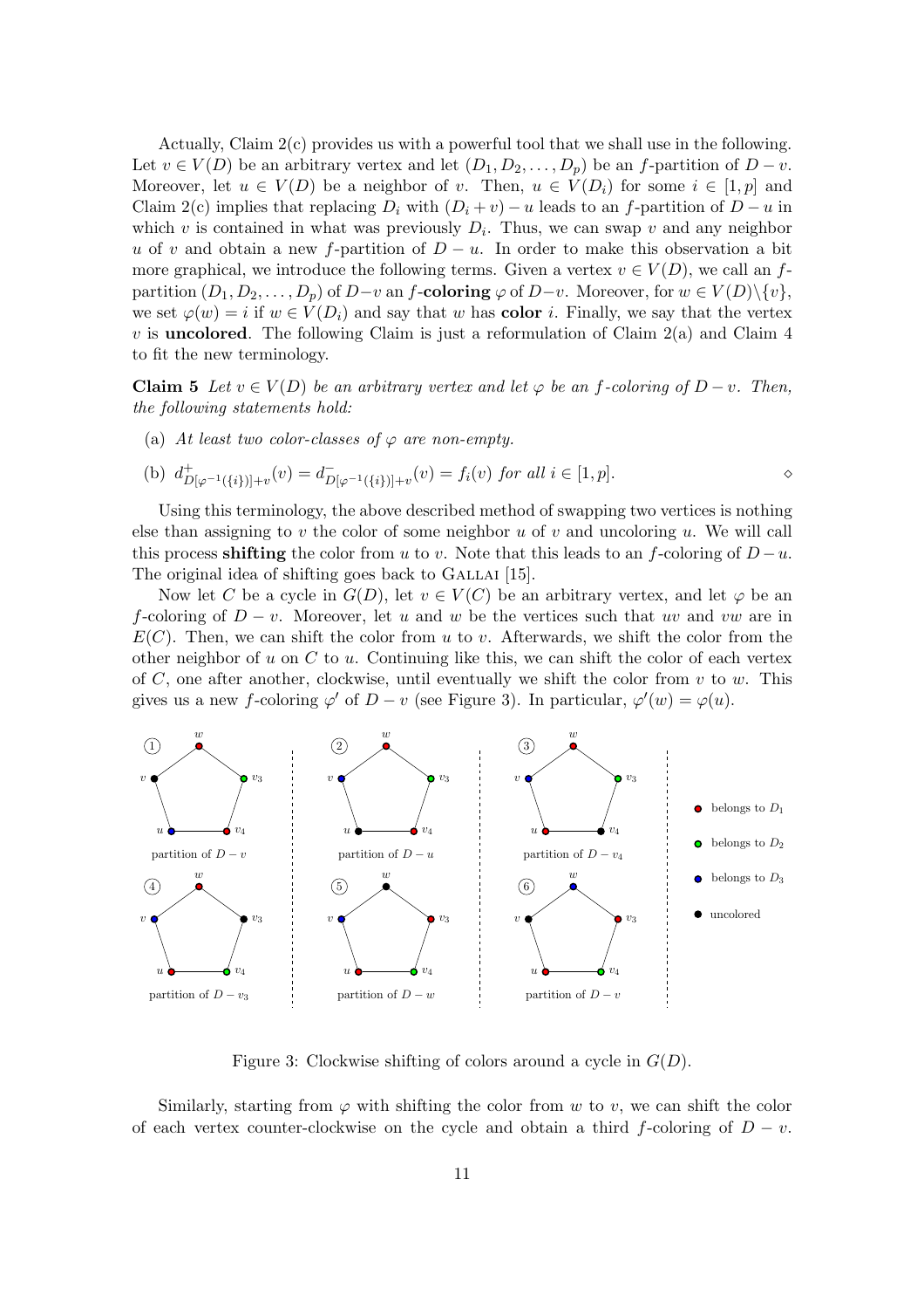Actually, Claim 2(c) provides us with a powerful tool that we shall use in the following. Let $v \in V(D)$ be an arbitrary vertex and let $(D_1, D_2, \ldots, D_p)$ be an $f$-partition of $D - v$. Moreover, let $u \in V(D)$ be a neighbor of $v$. Then, $u \in V(D_i)$ for some $i \in [1, p]$ and Claim 2(c) implies that replacing $D_i$ with $(D_i + v) - u$ leads to an $f$-partition of $D - u$ in which $v$ is contained in what was previously $D_i$. Thus, we can swap $v$ and any neighbor $u$ of $v$ and obtain a new $f$-partition of $D - u$. In order to make this observation a bit more graphical, we introduce the following terms. Given a vertex $v \in V(D)$, we call an $f$-partition $(D_1, D_2, \ldots, D_p)$ of $D - v$ an $f$-**coloring** $\varphi$ of $D - v$. Moreover, for $w \in V(D) \setminus \{v\}$, we set $\varphi(w) = i$ if $w \in V(D_i)$ and say that $w$ has **color** $i$. Finally, we say that the vertex $v$ is **uncolored**. The following Claim is just a reformulation of Claim 2(a) and Claim 4 to fit the new terminology.

**Claim 5** *Let $v \in V(D)$ be an arbitrary vertex and let $\varphi$ be an $f$-coloring of $D - v$. Then, the following statements hold:*

(a) *At least two color-classes of $\varphi$ are non-empty.*

(b) $d^+_{D[\varphi^{-1}(\{i\})]+v}(v) = d^-_{D[\varphi^{-1}(\{i\})]+v}(v) = f_i(v)$ *for all $i \in [1, p]$.* ◊

Using this terminology, the above described method of swapping two vertices is nothing else than assigning to $v$ the color of some neighbor $u$ of $v$ and uncoloring $u$. We will call this process **shifting** the color from $u$ to $v$. Note that this leads to an $f$-coloring of $D - u$. The original idea of shifting goes back to Gallai [15].

Now let $C$ be a cycle in $G(D)$, let $v \in V(C)$ be an arbitrary vertex, and let $\varphi$ be an $f$-coloring of $D - v$. Moreover, let $u$ and $w$ be the vertices such that $uv$ and $vw$ are in $E(C)$. Then, we can shift the color from $u$ to $v$. Afterwards, we shift the color from the other neighbor of $u$ on $C$ to $u$. Continuing like this, we can shift the color of each vertex of $C$, one after another, clockwise, until eventually we shift the color from $v$ to $w$. This gives us a new $f$-coloring $\varphi'$ of $D - v$ (see Figure 3). In particular, $\varphi'(w) = \varphi(u)$.

Figure 3: Clockwise shifting of colors around a cycle in $G(D)$.

Similarly, starting from $\varphi$ with shifting the color from $w$ to $v$, we can shift the color of each vertex counter-clockwise on the cycle and obtain a third $f$-coloring of $D - v$.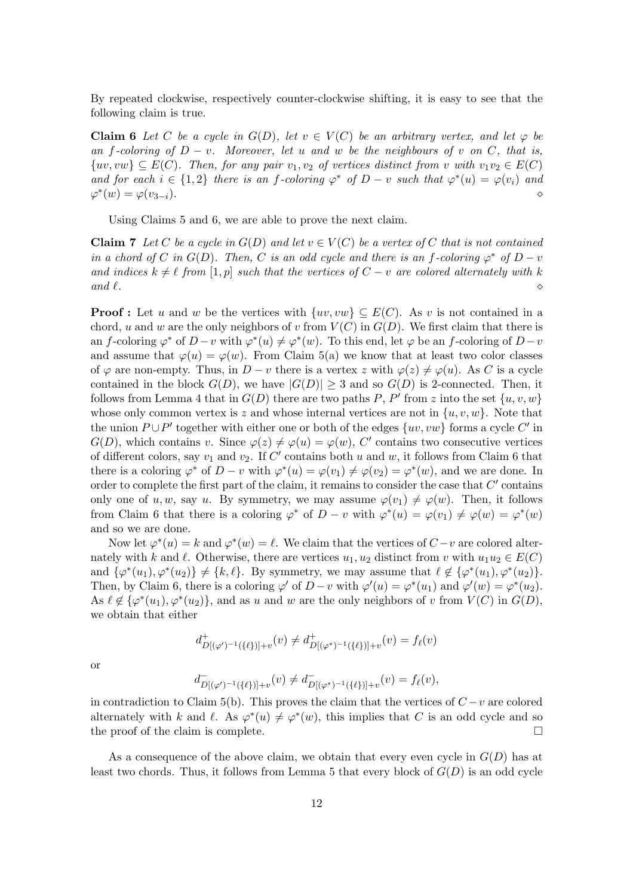By repeated clockwise, respectively counter-clockwise shifting, it is easy to see that the following claim is true.

**Claim 6** *Let $C$ be a cycle in $G(D)$, let $v \in V(C)$ be an arbitrary vertex, and let $\varphi$ be an $f$-coloring of $D - v$. Moreover, let $u$ and $w$ be the neighbours of $v$ on $C$, that is, $\{uv, vw\} \subseteq E(C)$. Then, for any pair $v_1, v_2$ of vertices distinct from $v$ with $v_1v_2 \in E(C)$ and for each $i \in \{1, 2\}$ there is an $f$-coloring $\varphi^*$ of $D - v$ such that $\varphi^*(u) = \varphi(v_i)$ and $\varphi^*(w) = \varphi(v_{3-i})$.* $\diamond$

Using Claims 5 and 6, we are able to prove the next claim.

**Claim 7** *Let $C$ be a cycle in $G(D)$ and let $v \in V(C)$ be a vertex of $C$ that is not contained in a chord of $C$ in $G(D)$. Then, $C$ is an odd cycle and there is an $f$-coloring $\varphi^*$ of $D - v$ and indices $k \neq \ell$ from $[1, p]$ such that the vertices of $C - v$ are colored alternately with $k$ and $\ell$.* $\diamond$

**Proof :** Let $u$ and $w$ be the vertices with $\{uv, vw\} \subseteq E(C)$. As $v$ is not contained in a chord, $u$ and $w$ are the only neighbors of $v$ from $V(C)$ in $G(D)$. We first claim that there is an $f$-coloring $\varphi^*$ of $D - v$ with $\varphi^*(u) \neq \varphi^*(w)$. To this end, let $\varphi$ be an $f$-coloring of $D - v$ and assume that $\varphi(u) = \varphi(w)$. From Claim 5(a) we know that at least two color classes of $\varphi$ are non-empty. Thus, in $D - v$ there is a vertex $z$ with $\varphi(z) \neq \varphi(u)$. As $C$ is a cycle contained in the block $G(D)$, we have $|G(D)| \geq 3$ and so $G(D)$ is 2-connected. Then, it follows from Lemma 4 that in $G(D)$ there are two paths $P$, $P'$ from $z$ into the set $\{u, v, w\}$ whose only common vertex is $z$ and whose internal vertices are not in $\{u, v, w\}$. Note that the union $P \cup P'$ together with either one or both of the edges $\{uv, vw\}$ forms a cycle $C'$ in $G(D)$, which contains $v$. Since $\varphi(z) \neq \varphi(u) = \varphi(w)$, $C'$ contains two consecutive vertices of different colors, say $v_1$ and $v_2$. If $C'$ contains both $u$ and $w$, it follows from Claim 6 that there is a coloring $\varphi^*$ of $D - v$ with $\varphi^*(u) = \varphi(v_1) \neq \varphi(v_2) = \varphi^*(w)$, and we are done. In order to complete the first part of the claim, it remains to consider the case that $C'$ contains only one of $u, w$, say $u$. By symmetry, we may assume $\varphi(v_1) \neq \varphi(w)$. Then, it follows from Claim 6 that there is a coloring $\varphi^*$ of $D - v$ with $\varphi^*(u) = \varphi(v_1) \neq \varphi(w) = \varphi^*(w)$ and so we are done.

Now let $\varphi^*(u) = k$ and $\varphi^*(w) = \ell$. We claim that the vertices of $C - v$ are colored alternately with $k$ and $\ell$. Otherwise, there are vertices $u_1, u_2$ distinct from $v$ with $u_1u_2 \in E(C)$ and $\{\varphi^*(u_1), \varphi^*(u_2)\} \neq \{k, \ell\}$. By symmetry, we may assume that $\ell \notin \{\varphi^*(u_1), \varphi^*(u_2)\}$. Then, by Claim 6, there is a coloring $\varphi'$ of $D - v$ with $\varphi'(u) = \varphi^*(u_1)$ and $\varphi'(w) = \varphi^*(u_2)$. As $\ell \notin \{\varphi^*(u_1), \varphi^*(u_2)\}$, and as $u$ and $w$ are the only neighbors of $v$ from $V(C)$ in $G(D)$, we obtain that either

$$d^+_{D[(\varphi')^{-1}(\{\ell\})]+v}(v) \neq d^+_{D[(\varphi^*)^{-1}(\{\ell\})]+v}(v) = f_\ell(v)$$

or

$$d^-_{D[(\varphi')^{-1}(\{\ell\})]+v}(v) \neq d^-_{D[(\varphi^*)^{-1}(\{\ell\})]+v}(v) = f_\ell(v),$$

in contradiction to Claim 5(b). This proves the claim that the vertices of $C - v$ are colored alternately with $k$ and $\ell$. As $\varphi^*(u) \neq \varphi^*(w)$, this implies that $C$ is an odd cycle and so the proof of the claim is complete. $\square$

As a consequence of the above claim, we obtain that every even cycle in $G(D)$ has at least two chords. Thus, it follows from Lemma 5 that every block of $G(D)$ is an odd cycle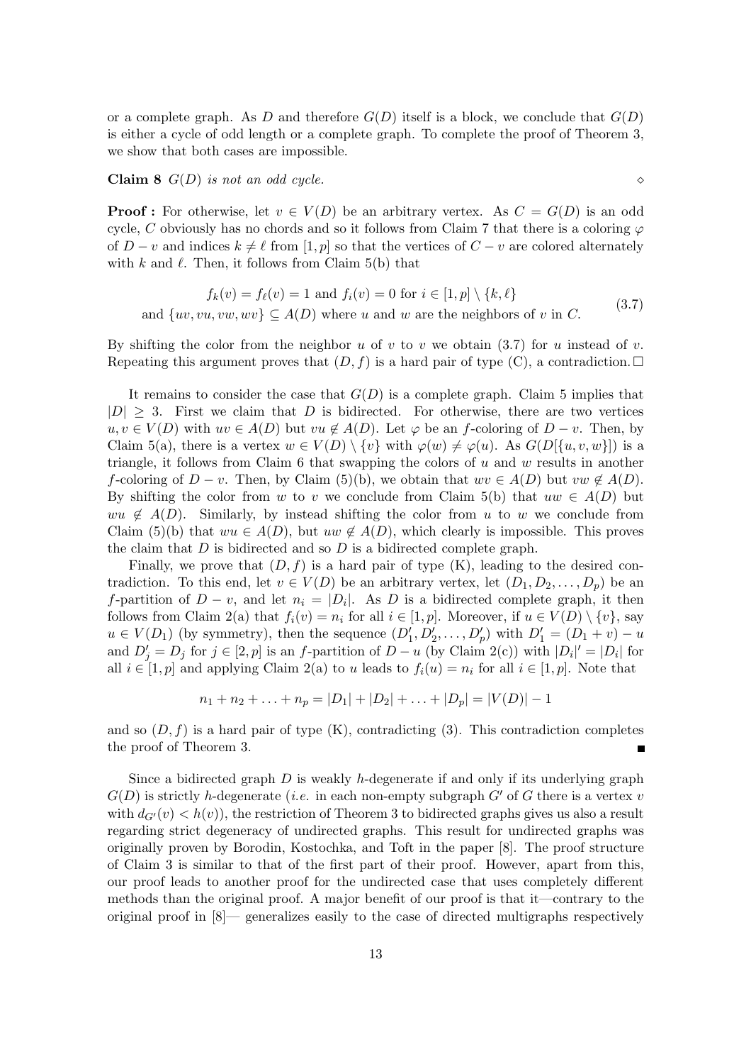or a complete graph. As $D$ and therefore $G(D)$ itself is a block, we conclude that $G(D)$ is either a cycle of odd length or a complete graph. To complete the proof of Theorem 3, we show that both cases are impossible.

**Claim 8** *$G(D)$ is not an odd cycle.* $\diamond$

**Proof :** For otherwise, let $v \in V(D)$ be an arbitrary vertex. As $C = G(D)$ is an odd cycle, $C$ obviously has no chords and so it follows from Claim 7 that there is a coloring $\varphi$ of $D - v$ and indices $k \neq \ell$ from $[1, p]$ so that the vertices of $C - v$ are colored alternately with $k$ and $\ell$. Then, it follows from Claim 5(b) that

$$\begin{gathered} f_k(v) = f_\ell(v) = 1 \text{ and } f_i(v) = 0 \text{ for } i \in [1,p] \setminus \{k, \ell\} \\ \text{and } \{uv, vu, vw, wv\} \subseteq A(D) \text{ where } u \text{ and } w \text{ are the neighbors of } v \text{ in } C. \end{gathered} \tag{3.7}$$

By shifting the color from the neighbor $u$ of $v$ to $v$ we obtain (3.7) for $u$ instead of $v$. Repeating this argument proves that $(D, f)$ is a hard pair of type (C), a contradiction. $\square$

It remains to consider the case that $G(D)$ is a complete graph. Claim 5 implies that $|D| \geq 3$. First we claim that $D$ is bidirected. For otherwise, there are two vertices $u, v \in V(D)$ with $uv \in A(D)$ but $vu \notin A(D)$. Let $\varphi$ be an $f$-coloring of $D - v$. Then, by Claim 5(a), there is a vertex $w \in V(D) \setminus \{v\}$ with $\varphi(w) \neq \varphi(u)$. As $G(D[\{u, v, w\}])$ is a triangle, it follows from Claim 6 that swapping the colors of $u$ and $w$ results in another $f$-coloring of $D - v$. Then, by Claim (5)(b), we obtain that $wv \in A(D)$ but $vw \notin A(D)$. By shifting the color from $w$ to $v$ we conclude from Claim 5(b) that $uw \in A(D)$ but $wu \notin A(D)$. Similarly, by instead shifting the color from $u$ to $w$ we conclude from Claim (5)(b) that $wu \in A(D)$, but $uw \notin A(D)$, which clearly is impossible. This proves the claim that $D$ is bidirected and so $D$ is a bidirected complete graph.

Finally, we prove that $(D, f)$ is a hard pair of type (K), leading to the desired contradiction. To this end, let $v \in V(D)$ be an arbitrary vertex, let $(D_1, D_2, \ldots, D_p)$ be an $f$-partition of $D - v$, and let $n_i = |D_i|$. As $D$ is a bidirected complete graph, it then follows from Claim 2(a) that $f_i(v) = n_i$ for all $i \in [1, p]$. Moreover, if $u \in V(D) \setminus \{v\}$, say $u \in V(D_1)$ (by symmetry), then the sequence $(D_1', D_2', \ldots, D_p')$ with $D_1' = (D_1 + v) - u$ and $D_j' = D_j$ for $j \in [2, p]$ is an $f$-partition of $D - u$ (by Claim 2(c)) with $|D_i|' = |D_i|$ for all $i \in [1, p]$ and applying Claim 2(a) to $u$ leads to $f_i(u) = n_i$ for all $i \in [1, p]$. Note that

$$n_1 + n_2 + \ldots + n_p = |D_1| + |D_2| + \ldots + |D_p| = |V(D)| - 1$$

and so $(D, f)$ is a hard pair of type (K), contradicting (3). This contradiction completes the proof of Theorem 3. $\blacksquare$

Since a bidirected graph $D$ is weakly $h$-degenerate if and only if its underlying graph $G(D)$ is strictly $h$-degenerate (*i.e.* in each non-empty subgraph $G'$ of $G$ there is a vertex $v$ with $d_{G'}(v) < h(v)$), the restriction of Theorem 3 to bidirected graphs gives us also a result regarding strict degeneracy of undirected graphs. This result for undirected graphs was originally proven by Borodin, Kostochka, and Toft in the paper [8]. The proof structure of Claim 3 is similar to that of the first part of their proof. However, apart from this, our proof leads to another proof for the undirected case that uses completely different methods than the original proof. A major benefit of our proof is that it—contrary to the original proof in [8]— generalizes easily to the case of directed multigraphs respectively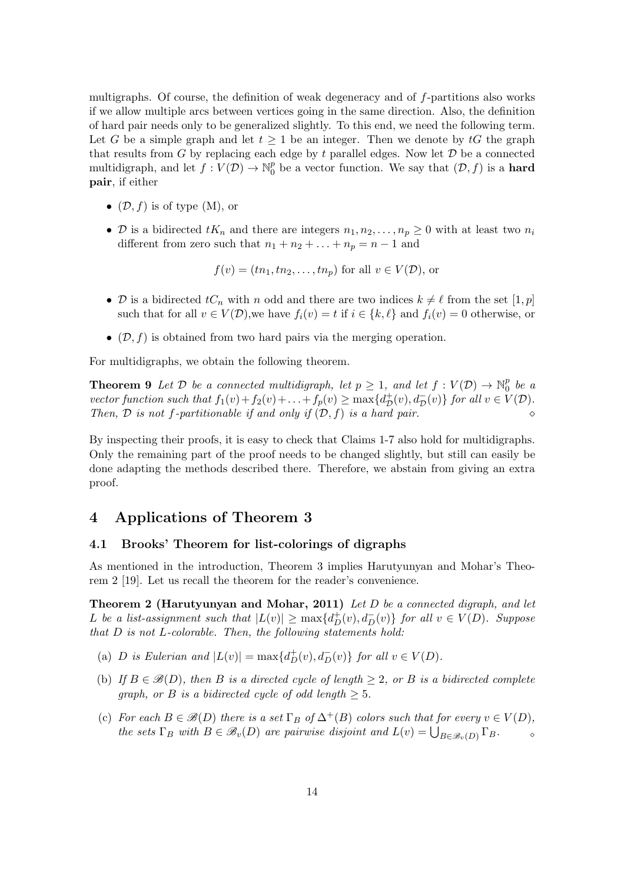multigraphs. Of course, the definition of weak degeneracy and of $f$-partitions also works if we allow multiple arcs between vertices going in the same direction. Also, the definition of hard pair needs only to be generalized slightly. To this end, we need the following term. Let $G$ be a simple graph and let $t \geq 1$ be an integer. Then we denote by $tG$ the graph that results from $G$ by replacing each edge by $t$ parallel edges. Now let $\mathcal{D}$ be a connected multidigraph, and let $f : V(\mathcal{D}) \to \mathbb{N}_0^p$ be a vector function. We say that $(\mathcal{D}, f)$ is a **hard pair**, if either

- $(\mathcal{D}, f)$ is of type (M), or
- $\mathcal{D}$ is a bidirected $tK_n$ and there are integers $n_1, n_2, \ldots, n_p \geq 0$ with at least two $n_i$ different from zero such that $n_1 + n_2 + \ldots + n_p = n - 1$ and

$$f(v) = (tn_1, tn_2, \ldots, tn_p) \text{ for all } v \in V(\mathcal{D}), \text{ or}$$

- $\mathcal{D}$ is a bidirected $tC_n$ with $n$ odd and there are two indices $k \neq \ell$ from the set $[1, p]$ such that for all $v \in V(\mathcal{D})$,we have $f_i(v) = t$ if $i \in \{k, \ell\}$ and $f_i(v) = 0$ otherwise, or
- $(\mathcal{D}, f)$ is obtained from two hard pairs via the merging operation.

For multidigraphs, we obtain the following theorem.

**Theorem 9** *Let $\mathcal{D}$ be a connected multidigraph, let $p \geq 1$, and let $f : V(\mathcal{D}) \to \mathbb{N}_0^p$ be a vector function such that $f_1(v) + f_2(v) + \ldots + f_p(v) \geq \max\{d_{\mathcal{D}}^+(v), d_{\mathcal{D}}^-(v)\}$ for all $v \in V(\mathcal{D})$. Then, $\mathcal{D}$ is not $f$-partitionable if and only if $(\mathcal{D}, f)$ is a hard pair.* $\diamond$

By inspecting their proofs, it is easy to check that Claims 1-7 also hold for multidigraphs. Only the remaining part of the proof needs to be changed slightly, but still can easily be done adapting the methods described there. Therefore, we abstain from giving an extra proof.

# 4 Applications of Theorem 3

## 4.1 Brooks' Theorem for list-colorings of digraphs

As mentioned in the introduction, Theorem 3 implies Harutyunyan and Mohar's Theorem 2 [19]. Let us recall the theorem for the reader's convenience.

**Theorem 2 (Harutyunyan and Mohar, 2011)** *Let $D$ be a connected digraph, and let $L$ be a list-assignment such that $|L(v)| \geq \max\{d_D^+(v), d_D^-(v)\}$ for all $v \in V(D)$. Suppose that $D$ is not $L$-colorable. Then, the following statements hold:*

(a) *$D$ is Eulerian and $|L(v)| = \max\{d_D^+(v), d_D^-(v)\}$ for all $v \in V(D)$.*

(b) *If $B \in \mathscr{B}(D)$, then $B$ is a directed cycle of length $\geq 2$, or $B$ is a bidirected complete graph, or $B$ is a bidirected cycle of odd length $\geq 5$.*

(c) *For each $B \in \mathscr{B}(D)$ there is a set $\Gamma_B$ of $\Delta^+(B)$ colors such that for every $v \in V(D)$, the sets $\Gamma_B$ with $B \in \mathscr{B}_v(D)$ are pairwise disjoint and $L(v) = \bigcup_{B \in \mathscr{B}_v(D)} \Gamma_B$.* $\diamond$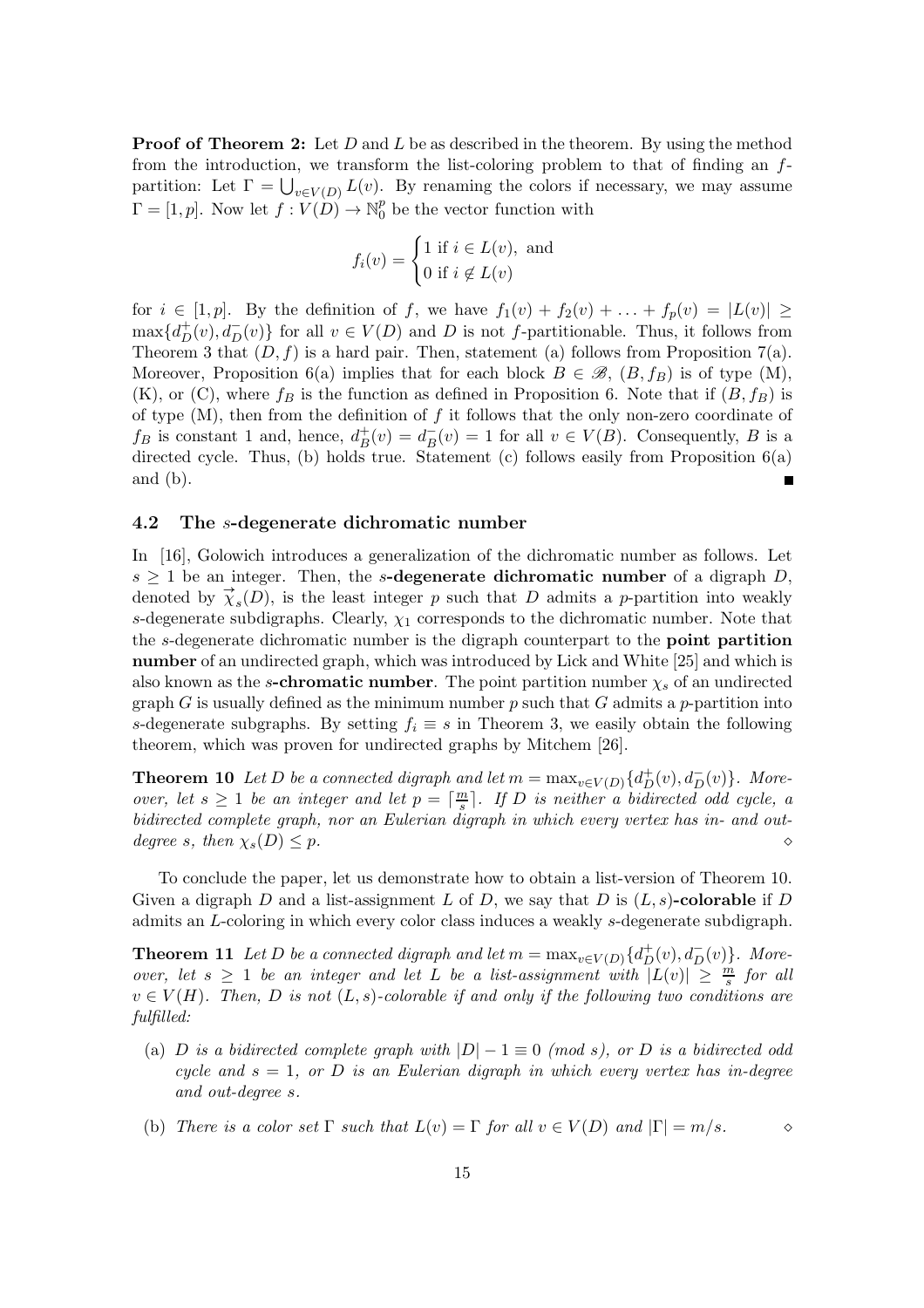**Proof of Theorem 2:** Let $D$ and $L$ be as described in the theorem. By using the method from the introduction, we transform the list-coloring problem to that of finding an $f$-partition: Let $\Gamma = \bigcup_{v \in V(D)} L(v)$. By renaming the colors if necessary, we may assume $\Gamma = [1, p]$. Now let $f : V(D) \to \mathbb{N}_0^p$ be the vector function with

$$f_i(v) = \begin{cases} 1 \text{ if } i \in L(v), \text{ and} \\ 0 \text{ if } i \notin L(v) \end{cases}$$

for $i \in [1, p]$. By the definition of $f$, we have $f_1(v) + f_2(v) + \ldots + f_p(v) = |L(v)| \geq \max\{d_D^+(v), d_D^-(v)\}$ for all $v \in V(D)$ and $D$ is not $f$-partitionable. Thus, it follows from Theorem 3 that $(D, f)$ is a hard pair. Then, statement (a) follows from Proposition 7(a). Moreover, Proposition 6(a) implies that for each block $B \in \mathscr{B}$, $(B, f_B)$ is of type (M), (K), or (C), where $f_B$ is the function as defined in Proposition 6. Note that if $(B, f_B)$ is of type (M), then from the definition of $f$ it follows that the only non-zero coordinate of $f_B$ is constant 1 and, hence, $d_B^+(v) = d_B^-(v) = 1$ for all $v \in V(B)$. Consequently, $B$ is a directed cycle. Thus, (b) holds true. Statement (c) follows easily from Proposition 6(a) and (b). ∎

### 4.2 The $s$-degenerate dichromatic number

In [16], Golowich introduces a generalization of the dichromatic number as follows. Let $s \geq 1$ be an integer. Then, the **$s$-degenerate dichromatic number** of a digraph $D$, denoted by $\vec{\chi}_s(D)$, is the least integer $p$ such that $D$ admits a $p$-partition into weakly $s$-degenerate subdigraphs. Clearly, $\chi_1$ corresponds to the dichromatic number. Note that the $s$-degenerate dichromatic number is the digraph counterpart to the **point partition number** of an undirected graph, which was introduced by Lick and White [25] and which is also known as the **$s$-chromatic number**. The point partition number $\chi_s$ of an undirected graph $G$ is usually defined as the minimum number $p$ such that $G$ admits a $p$-partition into $s$-degenerate subgraphs. By setting $f_i \equiv s$ in Theorem 3, we easily obtain the following theorem, which was proven for undirected graphs by Mitchem [26].

**Theorem 10** *Let $D$ be a connected digraph and let $m = \max_{v \in V(D)}\{d_D^+(v), d_D^-(v)\}$. Moreover, let $s \geq 1$ be an integer and let $p = \lceil \frac{m}{s} \rceil$. If $D$ is neither a bidirected odd cycle, a bidirected complete graph, nor an Eulerian digraph in which every vertex has in- and out-degree $s$, then $\chi_s(D) \leq p$.* ◇

To conclude the paper, let us demonstrate how to obtain a list-version of Theorem 10. Given a digraph $D$ and a list-assignment $L$ of $D$, we say that $D$ is **$(L, s)$-colorable** if $D$ admits an $L$-coloring in which every color class induces a weakly $s$-degenerate subdigraph.

**Theorem 11** *Let $D$ be a connected digraph and let $m = \max_{v \in V(D)}\{d_D^+(v), d_D^-(v)\}$. Moreover, let $s \geq 1$ be an integer and let $L$ be a list-assignment with $|L(v)| \geq \frac{m}{s}$ for all $v \in V(H)$. Then, $D$ is not $(L, s)$-colorable if and only if the following two conditions are fulfilled:*

- (a) *$D$ is a bidirected complete graph with $|D| - 1 \equiv 0$ (mod $s$), or $D$ is a bidirected odd cycle and $s = 1$, or $D$ is an Eulerian digraph in which every vertex has in-degree and out-degree $s$.*
- (b) *There is a color set $\Gamma$ such that $L(v) = \Gamma$ for all $v \in V(D)$ and $|\Gamma| = m/s$.* ◇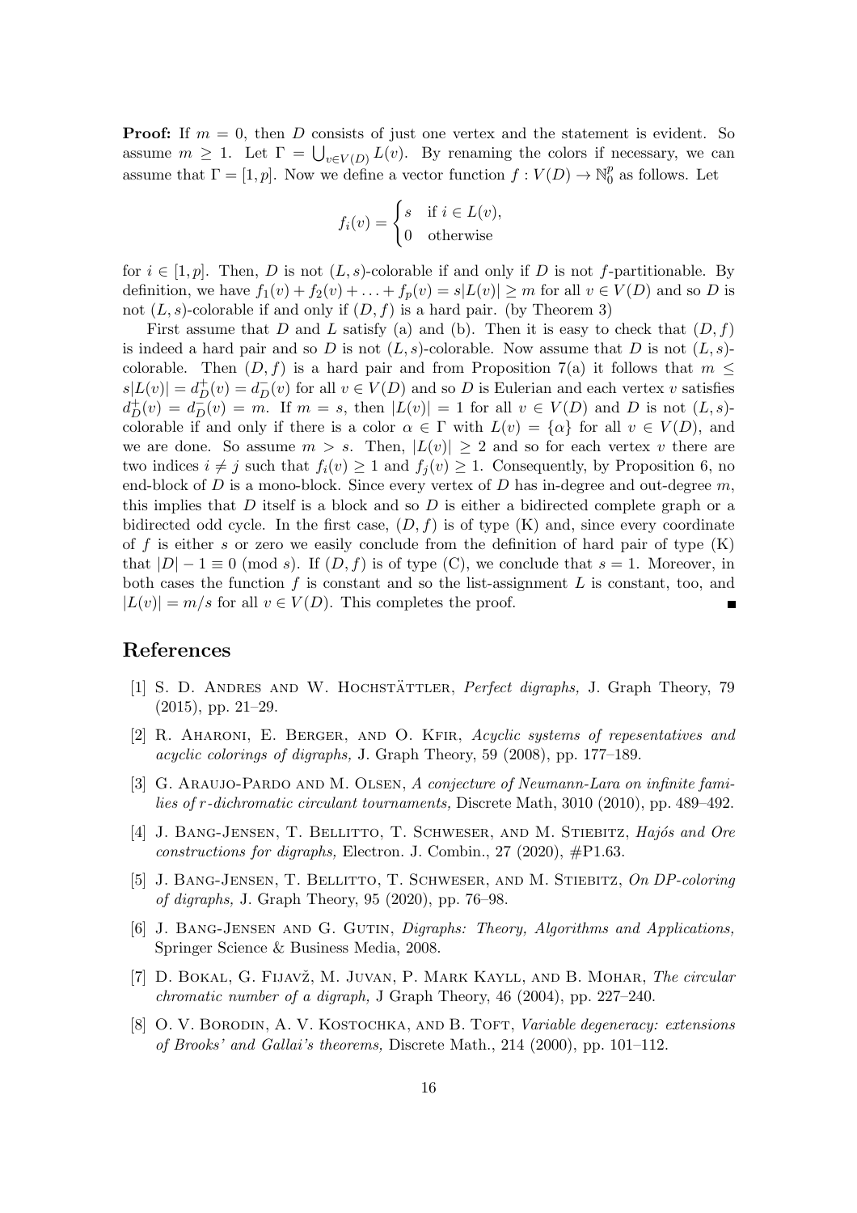**Proof:** If $m = 0$, then $D$ consists of just one vertex and the statement is evident. So assume $m \geq 1$. Let $\Gamma = \bigcup_{v \in V(D)} L(v)$. By renaming the colors if necessary, we can assume that $\Gamma = [1, p]$. Now we define a vector function $f : V(D) \to \mathbb{N}_0^p$ as follows. Let

$$f_i(v) = \begin{cases} s & \text{if } i \in L(v), \\ 0 & \text{otherwise} \end{cases}$$

for $i \in [1, p]$. Then, $D$ is not $(L, s)$-colorable if and only if $D$ is not $f$-partitionable. By definition, we have $f_1(v) + f_2(v) + \ldots + f_p(v) = s|L(v)| \geq m$ for all $v \in V(D)$ and so $D$ is not $(L, s)$-colorable if and only if $(D, f)$ is a hard pair. (by Theorem 3)

First assume that $D$ and $L$ satisfy (a) and (b). Then it is easy to check that $(D, f)$ is indeed a hard pair and so $D$ is not $(L, s)$-colorable. Now assume that $D$ is not $(L, s)$-colorable. Then $(D, f)$ is a hard pair and from Proposition 7(a) it follows that $m \leq s|L(v)| = d_D^+(v) = d_D^-(v)$ for all $v \in V(D)$ and so $D$ is Eulerian and each vertex $v$ satisfies $d_D^+(v) = d_D^-(v) = m$. If $m = s$, then $|L(v)| = 1$ for all $v \in V(D)$ and $D$ is not $(L, s)$-colorable if and only if there is a color $\alpha \in \Gamma$ with $L(v) = \{\alpha\}$ for all $v \in V(D)$, and we are done. So assume $m > s$. Then, $|L(v)| \geq 2$ and so for each vertex $v$ there are two indices $i \neq j$ such that $f_i(v) \geq 1$ and $f_j(v) \geq 1$. Consequently, by Proposition 6, no end-block of $D$ is a mono-block. Since every vertex of $D$ has in-degree and out-degree $m$, this implies that $D$ itself is a block and so $D$ is either a bidirected complete graph or a bidirected odd cycle. In the first case, $(D, f)$ is of type (K) and, since every coordinate of $f$ is either $s$ or zero we easily conclude from the definition of hard pair of type (K) that $|D| - 1 \equiv 0 \pmod{s}$. If $(D, f)$ is of type (C), we conclude that $s = 1$. Moreover, in both cases the function $f$ is constant and so the list-assignment $L$ is constant, too, and $|L(v)| = m/s$ for all $v \in V(D)$. This completes the proof. ∎

## References

[1] S. D. Andres and W. Hochstättler, *Perfect digraphs,* J. Graph Theory, 79 (2015), pp. 21–29.

[2] R. Aharoni, E. Berger, and O. Kfir, *Acyclic systems of repesentatives and acyclic colorings of digraphs,* J. Graph Theory, 59 (2008), pp. 177–189.

[3] G. Araujo-Pardo and M. Olsen, *A conjecture of Neumann-Lara on infinite families of r-dichromatic circulant tournaments,* Discrete Math, 3010 (2010), pp. 489–492.

[4] J. Bang-Jensen, T. Bellitto, T. Schweser, and M. Stiebitz, *Hajós and Ore constructions for digraphs,* Electron. J. Combin., 27 (2020), #P1.63.

[5] J. Bang-Jensen, T. Bellitto, T. Schweser, and M. Stiebitz, *On DP-coloring of digraphs,* J. Graph Theory, 95 (2020), pp. 76–98.

[6] J. Bang-Jensen and G. Gutin, *Digraphs: Theory, Algorithms and Applications,* Springer Science & Business Media, 2008.

[7] D. Bokal, G. Fijavž, M. Juvan, P. Mark Kayll, and B. Mohar, *The circular chromatic number of a digraph,* J Graph Theory, 46 (2004), pp. 227–240.

[8] O. V. Borodin, A. V. Kostochka, and B. Toft, *Variable degeneracy: extensions of Brooks' and Gallai's theorems,* Discrete Math., 214 (2000), pp. 101–112.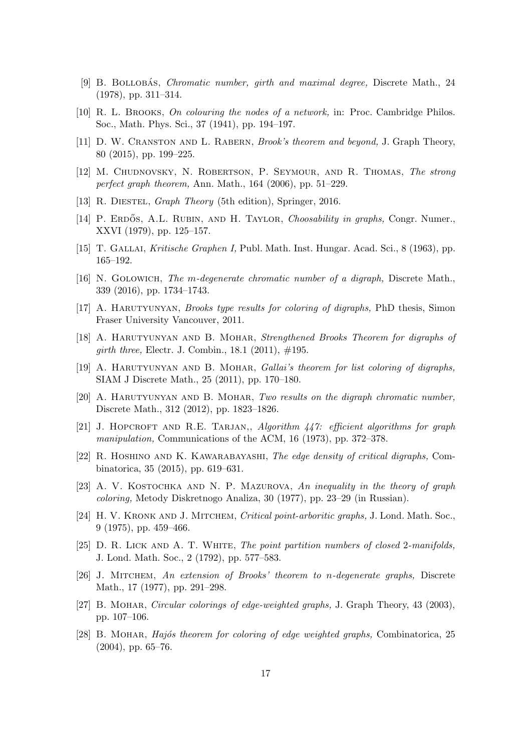[9] B. Bollobás, *Chromatic number, girth and maximal degree,* Discrete Math., 24 (1978), pp. 311–314.

[10] R. L. Brooks, *On colouring the nodes of a network,* in: Proc. Cambridge Philos. Soc., Math. Phys. Sci., 37 (1941), pp. 194–197.

[11] D. W. Cranston and L. Rabern, *Brook's theorem and beyond,* J. Graph Theory, 80 (2015), pp. 199–225.

[12] M. Chudnovsky, N. Robertson, P. Seymour, and R. Thomas, *The strong perfect graph theorem,* Ann. Math., 164 (2006), pp. 51–229.

[13] R. Diestel, *Graph Theory* (5th edition), Springer, 2016.

[14] P. Erdős, A.L. Rubin, and H. Taylor, *Choosability in graphs,* Congr. Numer., XXVI (1979), pp. 125–157.

[15] T. Gallai, *Kritische Graphen I,* Publ. Math. Inst. Hungar. Acad. Sci., 8 (1963), pp. 165–192.

[16] N. Golowich, *The m-degenerate chromatic number of a digraph,* Discrete Math., 339 (2016), pp. 1734–1743.

[17] A. Harutyunyan, *Brooks type results for coloring of digraphs,* PhD thesis, Simon Fraser University Vancouver, 2011.

[18] A. Harutyunyan and B. Mohar, *Strengthened Brooks Theorem for digraphs of girth three,* Electr. J. Combin., 18.1 (2011), #195.

[19] A. Harutyunyan and B. Mohar, *Gallai's theorem for list coloring of digraphs,* SIAM J Discrete Math., 25 (2011), pp. 170–180.

[20] A. Harutyunyan and B. Mohar, *Two results on the digraph chromatic number,* Discrete Math., 312 (2012), pp. 1823–1826.

[21] J. Hopcroft and R.E. Tarjan,, *Algorithm 447: efficient algorithms for graph manipulation,* Communications of the ACM, 16 (1973), pp. 372–378.

[22] R. Hoshino and K. Kawarabayashi, *The edge density of critical digraphs,* Combinatorica, 35 (2015), pp. 619–631.

[23] A. V. Kostochka and N. P. Mazurova, *An inequality in the theory of graph coloring,* Metody Diskretnogo Analiza, 30 (1977), pp. 23–29 (in Russian).

[24] H. V. Kronk and J. Mitchem, *Critical point-arboritic graphs,* J. Lond. Math. Soc., 9 (1975), pp. 459–466.

[25] D. R. Lick and A. T. White, *The point partition numbers of closed 2-manifolds,* J. Lond. Math. Soc., 2 (1792), pp. 577–583.

[26] J. Mitchem, *An extension of Brooks' theorem to n-degenerate graphs,* Discrete Math., 17 (1977), pp. 291–298.

[27] B. Mohar, *Circular colorings of edge-weighted graphs,* J. Graph Theory, 43 (2003), pp. 107–106.

[28] B. Mohar, *Hajós theorem for coloring of edge weighted graphs,* Combinatorica, 25 (2004), pp. 65–76.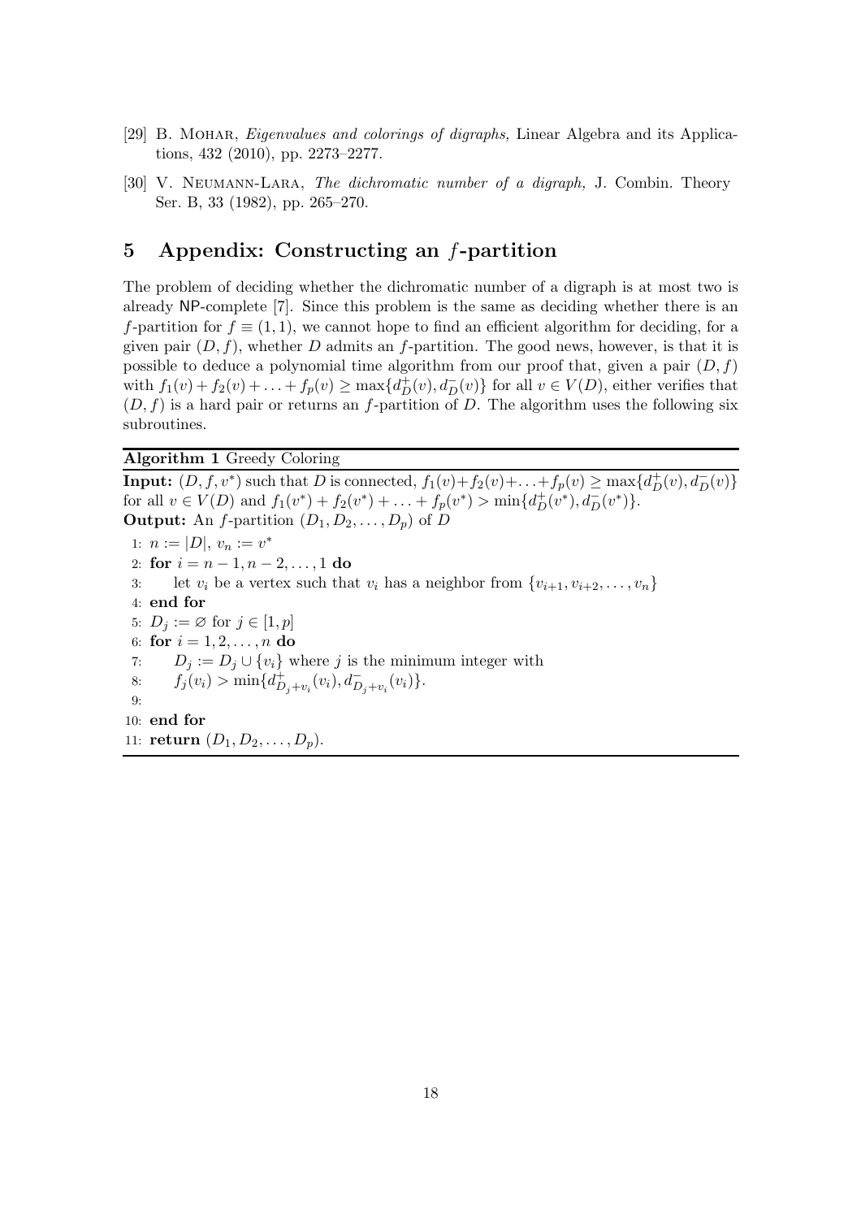[29] B. Mohar, *Eigenvalues and colorings of digraphs,* Linear Algebra and its Applications, 432 (2010), pp. 2273–2277.

[30] V. Neumann-Lara, *The dichromatic number of a digraph,* J. Combin. Theory Ser. B, 33 (1982), pp. 265–270.

## 5 Appendix: Constructing an $f$-partition

The problem of deciding whether the dichromatic number of a digraph is at most two is already NP-complete [7]. Since this problem is the same as deciding whether there is an $f$-partition for $f \equiv (1,1)$, we cannot hope to find an efficient algorithm for deciding, for a given pair $(D,f)$, whether $D$ admits an $f$-partition. The good news, however, is that it is possible to deduce a polynomial time algorithm from our proof that, given a pair $(D,f)$ with $f_1(v)+f_2(v)+\ldots+f_p(v) \geq \max\{d_D^+(v), d_D^-(v)\}$ for all $v \in V(D)$, either verifies that $(D,f)$ is a hard pair or returns an $f$-partition of $D$. The algorithm uses the following six subroutines.

**Algorithm 1** Greedy Coloring

**Input:** $(D, f, v^*)$ such that $D$ is connected, $f_1(v)+f_2(v)+\ldots+f_p(v) \geq \max\{d_D^+(v), d_D^-(v)\}$ for all $v \in V(D)$ and $f_1(v^*)+f_2(v^*)+\ldots+f_p(v^*) > \min\{d_D^+(v^*), d_D^-(v^*)\}$.

**Output:** An $f$-partition $(D_1, D_2, \ldots, D_p)$ of $D$

```
1: n := |D|, v_n := v*
2: for i = n−1, n−2, ..., 1 do
3:     let v_i be a vertex such that v_i has a neighbor from {v_{i+1}, v_{i+2}, ..., v_n}
4: end for
5: D_j := ∅ for j ∈ [1, p]
6: for i = 1, 2, ..., n do
7:     D_j := D_j ∪ {v_i} where j is the minimum integer with
8:     f_j(v_i) > min{d^+_{D_j+v_i}(v_i), d^-_{D_j+v_i}(v_i)}.
9:
10: end for
11: return (D_1, D_2, ..., D_p).
```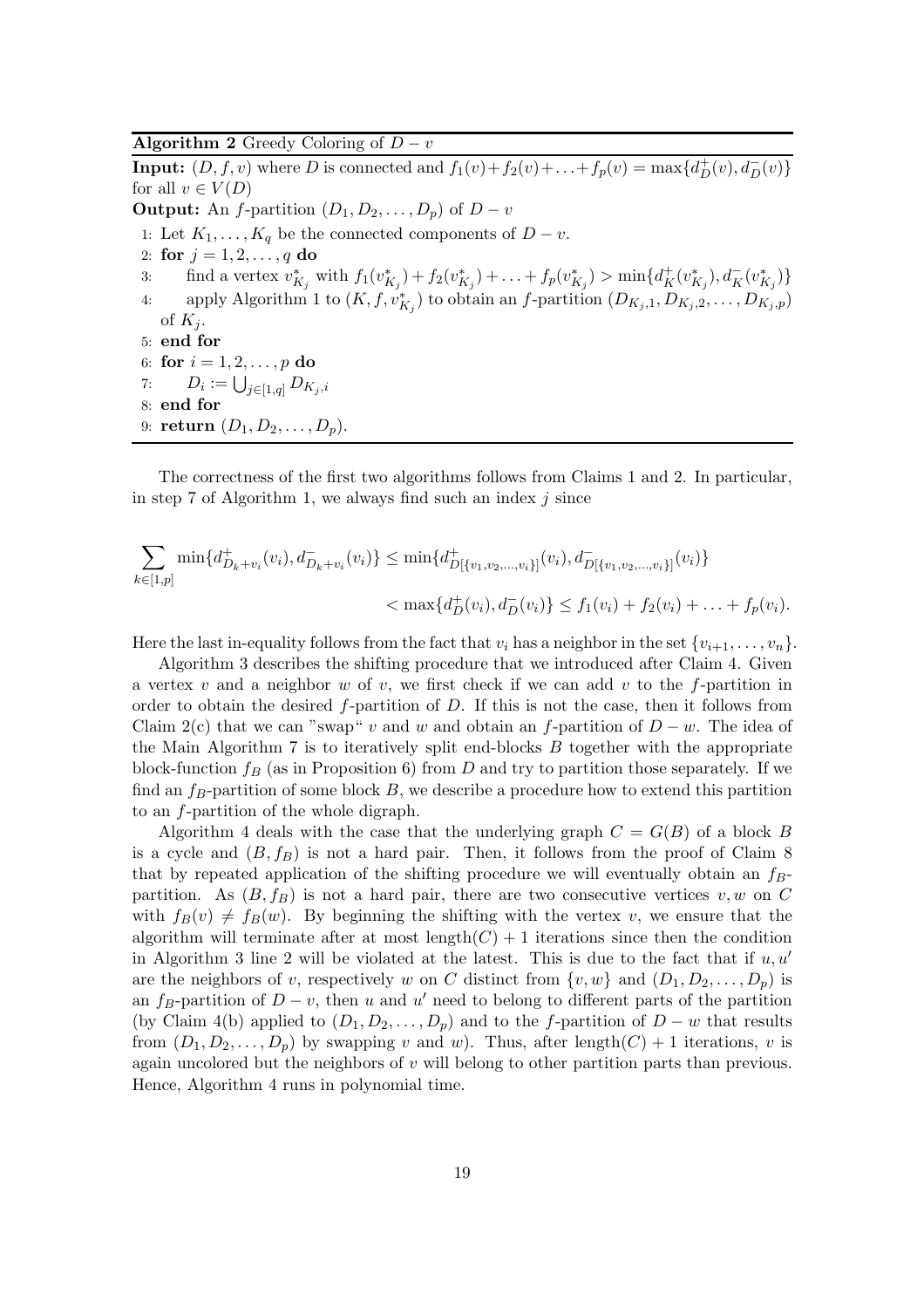**Algorithm 2** Greedy Coloring of $D - v$

**Input:** $(D, f, v)$ where $D$ is connected and $f_1(v)+f_2(v)+\ldots+f_p(v) = \max\{d_D^+(v), d_D^-(v)\}$ for all $v \in V(D)$

**Output:** An $f$-partition $(D_1, D_2, \ldots, D_p)$ of $D - v$

```
1: Let K_1, ..., K_q be the connected components of D − v.
2: for j = 1, 2, ..., q do
3:     find a vertex v*_{K_j} with f_1(v*_{K_j}) + f_2(v*_{K_j}) + ... + f_p(v*_{K_j}) > min{d^+_K(v*_{K_j}), d^-_K(v*_{K_j})}
4:     apply Algorithm 1 to (K, f, v*_{K_j}) to obtain an f-partition (D_{K_j,1}, D_{K_j,2}, ..., D_{K_j,p})
       of K_j.
5: end for
6: for i = 1, 2, ..., p do
7:     D_i := ⋃_{j∈[1,q]} D_{K_j,i}
8: end for
9: return (D_1, D_2, ..., D_p).
```

The correctness of the first two algorithms follows from Claims 1 and 2. In particular, in step 7 of Algorithm 1, we always find such an index $j$ since

$$\sum_{k\in[1,p]} \min\{d^+_{D_k+v_i}(v_i), d^-_{D_k+v_i}(v_i)\} \le \min\{d^+_{D[\{v_1,v_2,\ldots,v_i\}]}(v_i), d^-_{D[\{v_1,v_2,\ldots,v_i\}]}(v_i)\}$$
$$< \max\{d^+_D(v_i), d^-_D(v_i)\} \le f_1(v_i) + f_2(v_i) + \ldots + f_p(v_i).$$

Here the last in-equality follows from the fact that $v_i$ has a neighbor in the set $\{v_{i+1}, \ldots, v_n\}$.

Algorithm 3 describes the shifting procedure that we introduced after Claim 4. Given a vertex $v$ and a neighbor $w$ of $v$, we first check if we can add $v$ to the $f$-partition in order to obtain the desired $f$-partition of $D$. If this is not the case, then it follows from Claim 2(c) that we can "swap" $v$ and $w$ and obtain an $f$-partition of $D - w$. The idea of the Main Algorithm 7 is to iteratively split end-blocks $B$ together with the appropriate block-function $f_B$ (as in Proposition 6) from $D$ and try to partition those separately. If we find an $f_B$-partition of some block $B$, we describe a procedure how to extend this partition to an $f$-partition of the whole digraph.

Algorithm 4 deals with the case that the underlying graph $C = G(B)$ of a block $B$ is a cycle and $(B, f_B)$ is not a hard pair. Then, it follows from the proof of Claim 8 that by repeated application of the shifting procedure we will eventually obtain an $f_B$-partition. As $(B, f_B)$ is not a hard pair, there are two consecutive vertices $v, w$ on $C$ with $f_B(v) \neq f_B(w)$. By beginning the shifting with the vertex $v$, we ensure that the algorithm will terminate after at most $\text{length}(C) + 1$ iterations since then the condition in Algorithm 3 line 2 will be violated at the latest. This is due to the fact that if $u, u'$ are the neighbors of $v$, respectively $w$ on $C$ distinct from $\{v, w\}$ and $(D_1, D_2, \ldots, D_p)$ is an $f_B$-partition of $D - v$, then $u$ and $u'$ need to belong to different parts of the partition (by Claim 4(b) applied to $(D_1, D_2, \ldots, D_p)$ and to the $f$-partition of $D - w$ that results from $(D_1, D_2, \ldots, D_p)$ by swapping $v$ and $w$). Thus, after $\text{length}(C) + 1$ iterations, $v$ is again uncolored but the neighbors of $v$ will belong to other partition parts than previous. Hence, Algorithm 4 runs in polynomial time.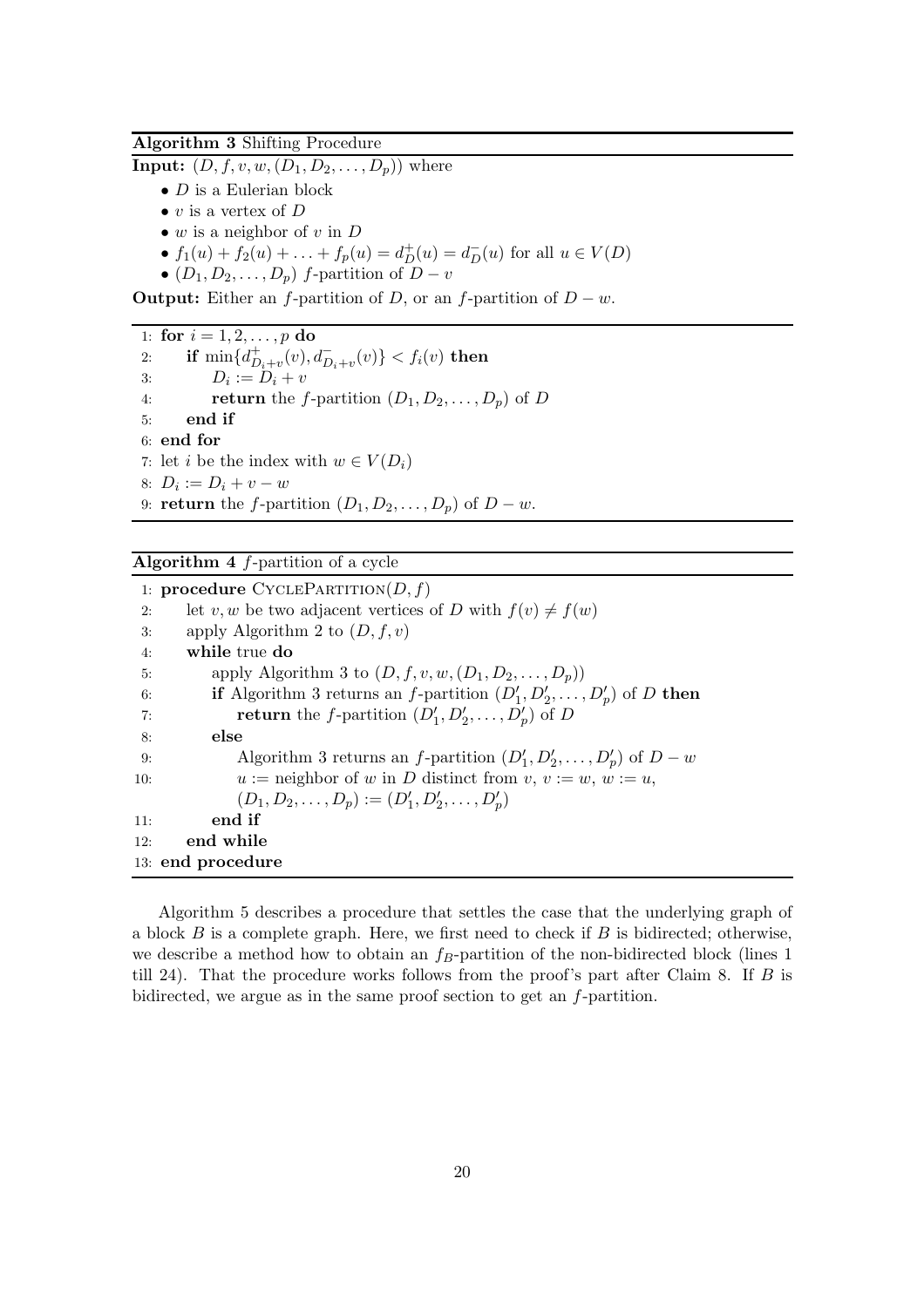**Algorithm 3** Shifting Procedure

**Input:** $(D, f, v, w, (D_1, D_2, \ldots, D_p))$ where

- $D$ is a Eulerian block
- $v$ is a vertex of $D$
- $w$ is a neighbor of $v$ in $D$
- $f_1(u) + f_2(u) + \ldots + f_p(u) = d_D^+(u) = d_D^-(u)$ for all $u \in V(D)$
- $(D_1, D_2, \ldots, D_p)$ $f$-partition of $D - v$

**Output:** Either an $f$-partition of $D$, or an $f$-partition of $D - w$.

```
1: for i = 1, 2, ..., p do
2:     if min{d^+_{D_i+v}(v), d^-_{D_i+v}(v)} < f_i(v) then
3:         D_i := D_i + v
4:         return the f-partition (D_1, D_2, ..., D_p) of D
5:     end if
6: end for
7: let i be the index with w ∈ V(D_i)
8: D_i := D_i + v − w
9: return the f-partition (D_1, D_2, ..., D_p) of D − w.
```

**Algorithm 4** $f$-partition of a cycle

```
1: procedure CyclePartition(D, f)
2:     let v, w be two adjacent vertices of D with f(v) ≠ f(w)
3:     apply Algorithm 2 to (D, f, v)
4:     while true do
5:         apply Algorithm 3 to (D, f, v, w, (D_1, D_2, ..., D_p))
6:         if Algorithm 3 returns an f-partition (D'_1, D'_2, ..., D'_p) of D then
7:             return the f-partition (D'_1, D'_2, ..., D'_p) of D
8:         else
9:             Algorithm 3 returns an f-partition (D'_1, D'_2, ..., D'_p) of D − w
10:            u := neighbor of w in D distinct from v, v := w, w := u,
               (D_1, D_2, ..., D_p) := (D'_1, D'_2, ..., D'_p)
11:        end if
12:    end while
13: end procedure
```

Algorithm 5 describes a procedure that settles the case that the underlying graph of a block $B$ is a complete graph. Here, we first need to check if $B$ is bidirected; otherwise, we describe a method how to obtain an $f_B$-partition of the non-bidirected block (lines 1 till 24). That the procedure works follows from the proof's part after Claim 8. If $B$ is bidirected, we argue as in the same proof section to get an $f$-partition.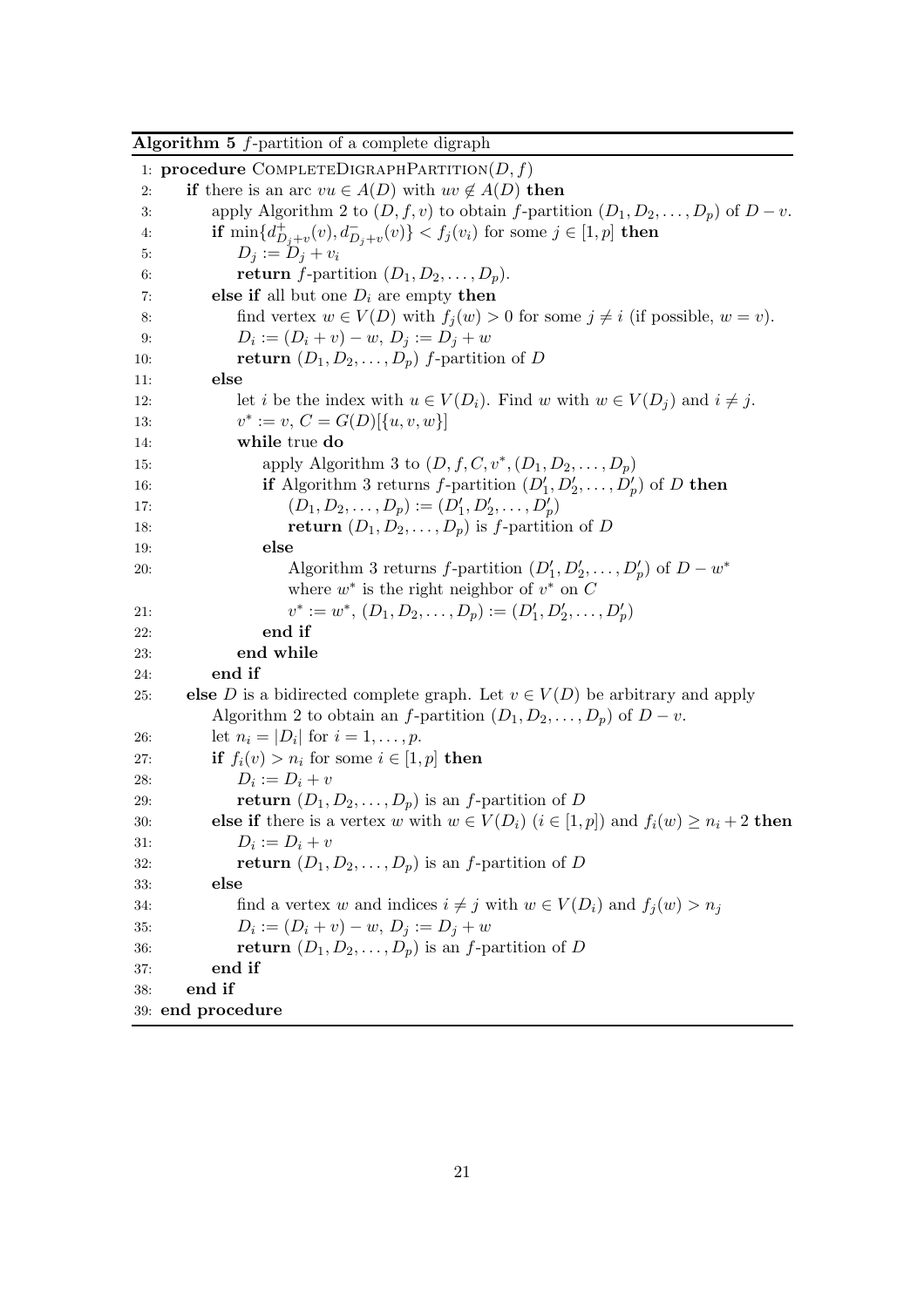**Algorithm 5** $f$-partition of a complete digraph

```
1: procedure CompleteDigraphPartition(D, f)
2:     if there is an arc vu ∈ A(D) with uv ∉ A(D) then
3:         apply Algorithm 2 to (D, f, v) to obtain f-partition (D_1, D_2, ..., D_p) of D − v.
4:         if min{d^+_{D_j+v}(v), d^-_{D_j+v}(v)} < f_j(v_i) for some j ∈ [1, p] then
5:             D_j := D_j + v_i
6:             return f-partition (D_1, D_2, ..., D_p).
7:         else if all but one D_i are empty then
8:             find vertex w ∈ V(D) with f_j(w) > 0 for some j ≠ i (if possible, w = v).
9:             D_i := (D_i + v) − w, D_j := D_j + w
10:            return (D_1, D_2, ..., D_p) f-partition of D
11:        else
12:            let i be the index with u ∈ V(D_i). Find w with w ∈ V(D_j) and i ≠ j.
13:            v* := v, C = G(D)[{u, v, w}]
14:            while true do
15:                apply Algorithm 3 to (D, f, C, v*, (D_1, D_2, ..., D_p)
16:                if Algorithm 3 returns f-partition (D'_1, D'_2, ..., D'_p) of D then
17:                    (D_1, D_2, ..., D_p) := (D'_1, D'_2, ..., D'_p)
18:                    return (D_1, D_2, ..., D_p) is f-partition of D
19:                else
20:                    Algorithm 3 returns f-partition (D'_1, D'_2, ..., D'_p) of D − w*
                       where w* is the right neighbor of v* on C
21:                    v* := w*, (D_1, D_2, ..., D_p) := (D'_1, D'_2, ..., D'_p)
22:                end if
23:            end while
24:        end if
25:    else D is a bidirected complete graph. Let v ∈ V(D) be arbitrary and apply
           Algorithm 2 to obtain an f-partition (D_1, D_2, ..., D_p) of D − v.
26:        let n_i = |D_i| for i = 1, ..., p.
27:        if f_i(v) > n_i for some i ∈ [1, p] then
28:            D_i := D_i + v
29:            return (D_1, D_2, ..., D_p) is an f-partition of D
30:        else if there is a vertex w with w ∈ V(D_i) (i ∈ [1, p]) and f_i(w) ≥ n_i + 2 then
31:            D_i := D_i + v
32:            return (D_1, D_2, ..., D_p) is an f-partition of D
33:        else
34:            find a vertex w and indices i ≠ j with w ∈ V(D_i) and f_j(w) > n_j
35:            D_i := (D_i + v) − w, D_j := D_j + w
36:            return (D_1, D_2, ..., D_p) is an f-partition of D
37:        end if
38:    end if
39: end procedure
```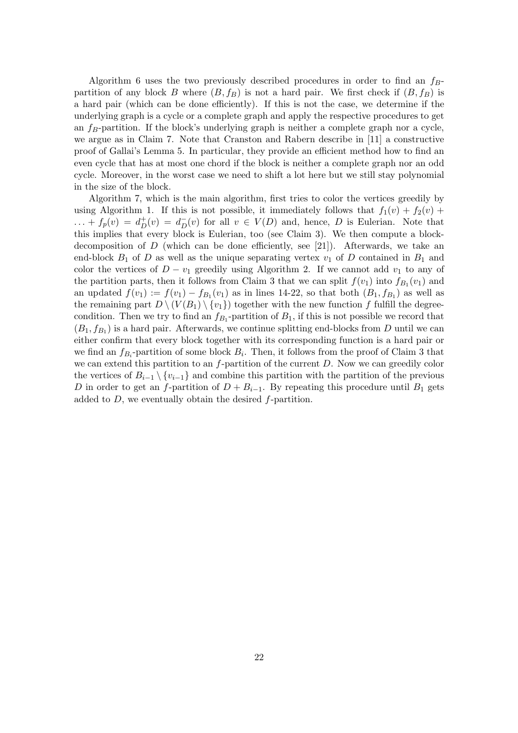Algorithm 6 uses the two previously described procedures in order to find an $f_B$-partition of any block $B$ where $(B, f_B)$ is not a hard pair. We first check if $(B, f_B)$ is a hard pair (which can be done efficiently). If this is not the case, we determine if the underlying graph is a cycle or a complete graph and apply the respective procedures to get an $f_B$-partition. If the block's underlying graph is neither a complete graph nor a cycle, we argue as in Claim 7. Note that Cranston and Rabern describe in [11] a constructive proof of Gallai's Lemma 5. In particular, they provide an efficient method how to find an even cycle that has at most one chord if the block is neither a complete graph nor an odd cycle. Moreover, in the worst case we need to shift a lot here but we still stay polynomial in the size of the block.

Algorithm 7, which is the main algorithm, first tries to color the vertices greedily by using Algorithm 1. If this is not possible, it immediately follows that $f_1(v) + f_2(v) + \ldots + f_p(v) = d_D^+(v) = d_D^-(v)$ for all $v \in V(D)$ and, hence, $D$ is Eulerian. Note that this implies that every block is Eulerian, too (see Claim 3). We then compute a block-decomposition of $D$ (which can be done efficiently, see [21]). Afterwards, we take an end-block $B_1$ of $D$ as well as the unique separating vertex $v_1$ of $D$ contained in $B_1$ and color the vertices of $D - v_1$ greedily using Algorithm 2. If we cannot add $v_1$ to any of the partition parts, then it follows from Claim 3 that we can split $f(v_1)$ into $f_{B_1}(v_1)$ and an updated $f(v_1) := f(v_1) - f_{B_1}(v_1)$ as in lines 14-22, so that both $(B_1, f_{B_1})$ as well as the remaining part $D \setminus (V(B_1) \setminus \{v_1\})$ together with the new function $f$ fulfill the degree-condition. Then we try to find an $f_{B_1}$-partition of $B_1$, if this is not possible we record that $(B_1, f_{B_1})$ is a hard pair. Afterwards, we continue splitting end-blocks from $D$ until we can either confirm that every block together with its corresponding function is a hard pair or we find an $f_{B_i}$-partition of some block $B_i$. Then, it follows from the proof of Claim 3 that we can extend this partition to an $f$-partition of the current $D$. Now we can greedily color the vertices of $B_{i-1} \setminus \{v_{i-1}\}$ and combine this partition with the partition of the previous $D$ in order to get an $f$-partition of $D + B_{i-1}$. By repeating this procedure until $B_1$ gets added to $D$, we eventually obtain the desired $f$-partition.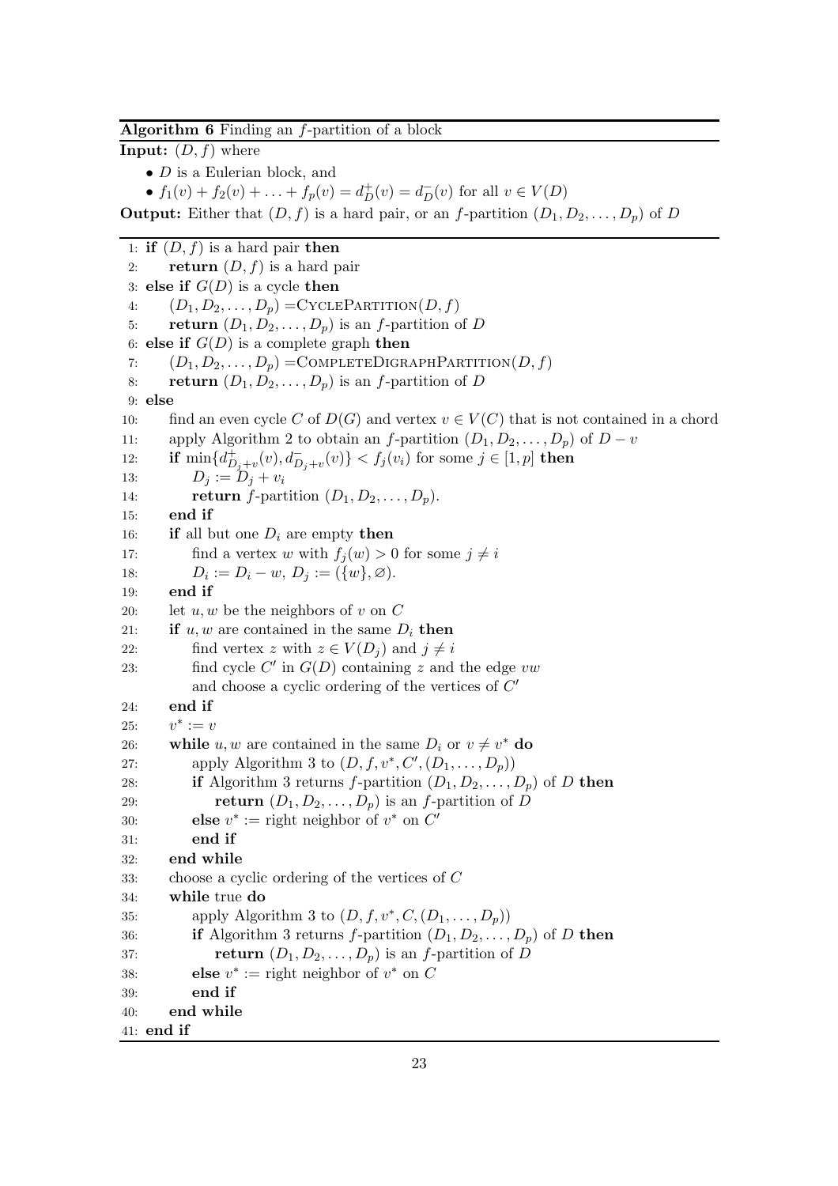**Algorithm 6** Finding an $f$-partition of a block

**Input:** $(D, f)$ where

- $D$ is a Eulerian block, and
- $f_1(v) + f_2(v) + \ldots + f_p(v) = d_D^+(v) = d_D^-(v)$ for all $v \in V(D)$

**Output:** Either that $(D, f)$ is a hard pair, or an $f$-partition $(D_1, D_2, \ldots, D_p)$ of $D$

```
1:  if (D, f) is a hard pair then
2:      return (D, f) is a hard pair
3:  else if G(D) is a cycle then
4:      (D_1, D_2, ..., D_p) = CyclePartition(D, f)
5:      return (D_1, D_2, ..., D_p) is an f-partition of D
6:  else if G(D) is a complete graph then
7:      (D_1, D_2, ..., D_p) = CompleteDigraphPartition(D, f)
8:      return (D_1, D_2, ..., D_p) is an f-partition of D
9:  else
10:     find an even cycle C of D(G) and vertex v ∈ V(C) that is not contained in a chord
11:     apply Algorithm 2 to obtain an f-partition (D_1, D_2, ..., D_p) of D − v
12:     if min{d^+_{D_j+v}(v), d^-_{D_j+v}(v)} < f_j(v_i) for some j ∈ [1, p] then
13:         D_j := D_j + v_i
14:         return f-partition (D_1, D_2, ..., D_p).
15:     end if
16:     if all but one D_i are empty then
17:         find a vertex w with f_j(w) > 0 for some j ≠ i
18:         D_i := D_i − w, D_j := ({w}, ∅).
19:     end if
20:     let u, w be the neighbors of v on C
21:     if u, w are contained in the same D_i then
22:         find vertex z with z ∈ V(D_j) and j ≠ i
23:         find cycle C' in G(D) containing z and the edge vw
            and choose a cyclic ordering of the vertices of C'
24:     end if
25:     v* := v
26:     while u, w are contained in the same D_i or v ≠ v* do
27:         apply Algorithm 3 to (D, f, v*, C', (D_1, ..., D_p))
28:         if Algorithm 3 returns f-partition (D_1, D_2, ..., D_p) of D then
29:             return (D_1, D_2, ..., D_p) is an f-partition of D
30:         else v* := right neighbor of v* on C'
31:         end if
32:     end while
33:     choose a cyclic ordering of the vertices of C
34:     while true do
35:         apply Algorithm 3 to (D, f, v*, C, (D_1, ..., D_p))
36:         if Algorithm 3 returns f-partition (D_1, D_2, ..., D_p) of D then
37:             return (D_1, D_2, ..., D_p) is an f-partition of D
38:         else v* := right neighbor of v* on C
39:         end if
40:     end while
41: end if
```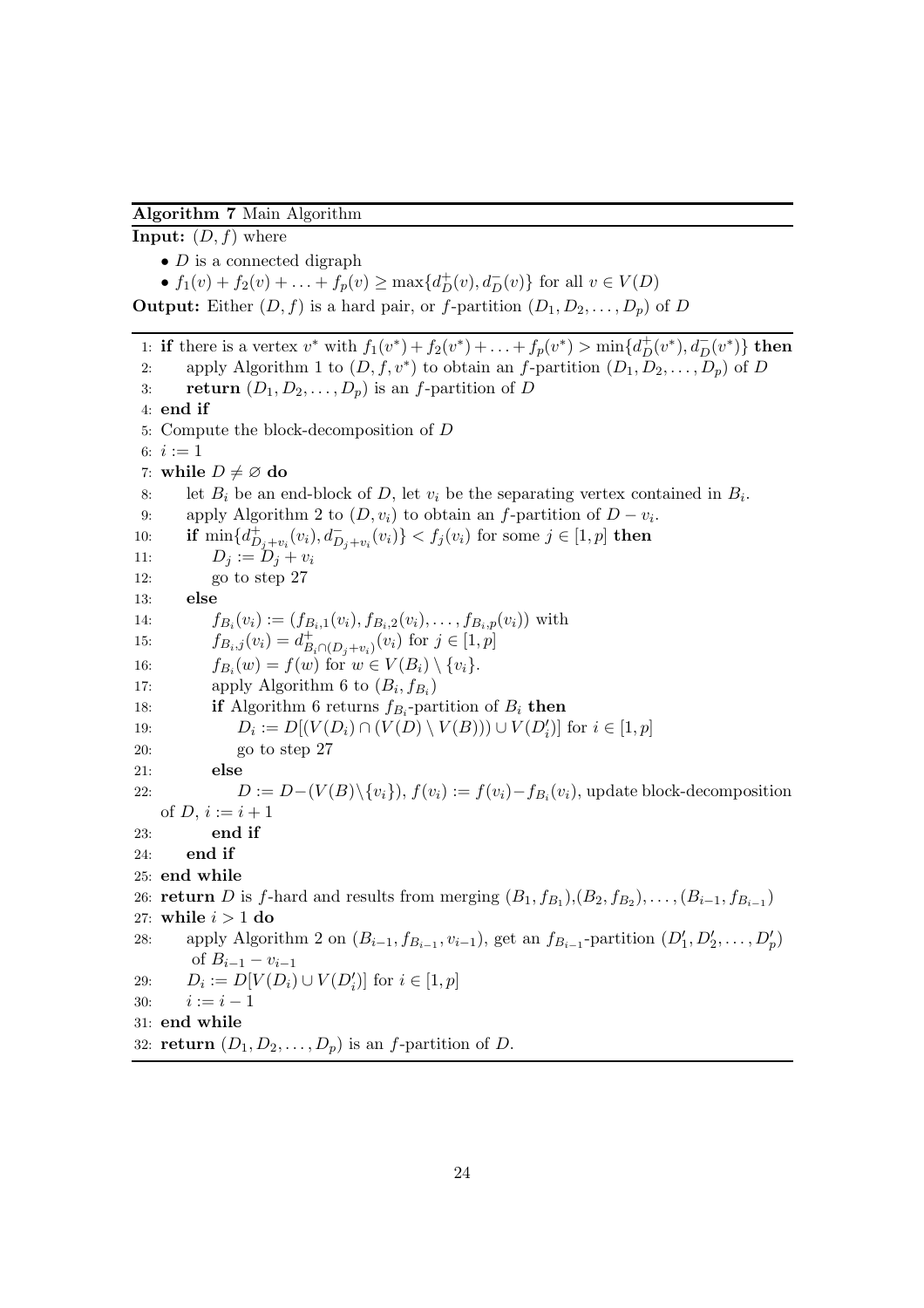**Algorithm 7** Main Algorithm

**Input:** $(D, f)$ where

- $D$ is a connected digraph
- $f_1(v) + f_2(v) + \ldots + f_p(v) \geq \max\{d_D^+(v), d_D^-(v)\}$ for all $v \in V(D)$

**Output:** Either $(D, f)$ is a hard pair, or $f$-partition $(D_1, D_2, \ldots, D_p)$ of $D$

1: **if** there is a vertex $v^*$ with $f_1(v^*) + f_2(v^*) + \ldots + f_p(v^*) > \min\{d_D^+(v^*), d_D^-(v^*)\}$ **then**
2: apply Algorithm 1 to $(D, f, v^*)$ to obtain an $f$-partition $(D_1, D_2, \ldots, D_p)$ of $D$
3: **return** $(D_1, D_2, \ldots, D_p)$ is an $f$-partition of $D$
4: **end if**
5: Compute the block-decomposition of $D$
6: $i := 1$
7: **while** $D \neq \varnothing$ **do**
8: let $B_i$ be an end-block of $D$, let $v_i$ be the separating vertex contained in $B_i$.
9: apply Algorithm 2 to $(D, v_i)$ to obtain an $f$-partition of $D - v_i$.
10: **if** $\min\{d^+_{D_j+v_i}(v_i), d^-_{D_j+v_i}(v_i)\} < f_j(v_i)$ for some $j \in [1, p]$ **then**
11: $D_j := D_j + v_i$
12: go to step 27
13: **else**
14: $f_{B_i}(v_i) := (f_{B_i,1}(v_i), f_{B_i,2}(v_i), \ldots, f_{B_i,p}(v_i))$ with
15: $f_{B_i j}(v_i) = d^+_{B_i \cap (D_j + v_i)}(v_i)$ for $j \in [1, p]$
16: $f_{B_i}(w) = f(w)$ for $w \in V(B_i) \setminus \{v_i\}$.
17: apply Algorithm 6 to $(B_i, f_{B_i})$
18: **if** Algorithm 6 returns $f_{B_i}$-partition of $B_i$ **then**
19: $D_i := D[(V(D_i) \cap (V(D) \setminus V(B))) \cup V(D'_i)]$ for $i \in [1, p]$
20: go to step 27
21: **else**
22: $D := D - (V(B) \setminus \{v_i\})$, $f(v_i) := f(v_i) - f_{B_i}(v_i)$, update block-decomposition of $D$, $i := i + 1$
23: **end if**
24: **end if**
25: **end while**
26: **return** $D$ is $f$-hard and results from merging $(B_1, f_{B_1}), (B_2, f_{B_2}), \ldots, (B_{i-1}, f_{B_{i-1}})$
27: **while** $i > 1$ **do**
28: apply Algorithm 2 on $(B_{i-1}, f_{B_{i-1}}, v_{i-1})$, get an $f_{B_{i-1}}$-partition $(D'_1, D'_2, \ldots, D'_p)$ of $B_{i-1} - v_{i-1}$
29: $D_i := D[V(D_i) \cup V(D'_i)]$ for $i \in [1, p]$
30: $i := i - 1$
31: **end while**
32: **return** $(D_1, D_2, \ldots, D_p)$ is an $f$-partition of $D$.